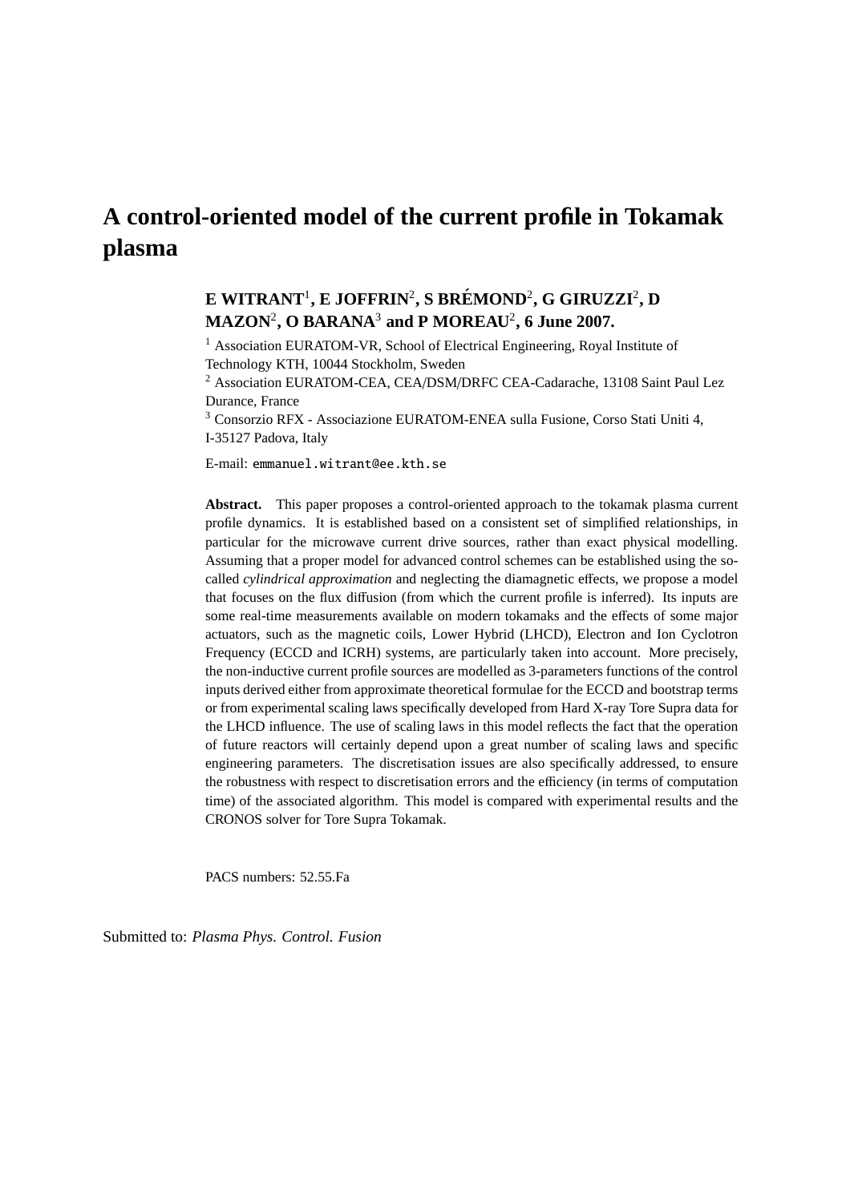# A control-oriented model of the current profile in Tokamak plasma

**E WITRANT[1], E JOFFRIN[2], S BRÉMOND[2], G GIRUZZI[2], D MAZON[2], O BARANA[3] and P MOREAU[2], 6 June 2007.**

[1] Association EURATOM-VR, School of Electrical Engineering, Royal Institute of Technology KTH, 10044 Stockholm, Sweden

[2] Association EURATOM-CEA, CEA/DSM/DRFC CEA-Cadarache, 13108 Saint Paul Lez Durance, France

[3] Consorzio RFX - Associazione EURATOM-ENEA sulla Fusione, Corso Stati Uniti 4, I-35127 Padova, Italy

E-mail: emmanuel.witrant@ee.kth.se

**Abstract.** This paper proposes a control-oriented approach to the tokamak plasma current profile dynamics. It is established based on a consistent set of simplified relationships, in particular for the microwave current drive sources, rather than exact physical modelling. Assuming that a proper model for advanced control schemes can be established using the so-called *cylindrical approximation* and neglecting the diamagnetic effects, we propose a model that focuses on the flux diffusion (from which the current profile is inferred). Its inputs are some real-time measurements available on modern tokamaks and the effects of some major actuators, such as the magnetic coils, Lower Hybrid (LHCD), Electron and Ion Cyclotron Frequency (ECCD and ICRH) systems, are particularly taken into account. More precisely, the non-inductive current profile sources are modelled as 3-parameters functions of the control inputs derived either from approximate theoretical formulae for the ECCD and bootstrap terms or from experimental scaling laws specifically developed from Hard X-ray Tore Supra data for the LHCD influence. The use of scaling laws in this model reflects the fact that the operation of future reactors will certainly depend upon a great number of scaling laws and specific engineering parameters. The discretisation issues are also specifically addressed, to ensure the robustness with respect to discretisation errors and the efficiency (in terms of computation time) of the associated algorithm. This model is compared with experimental results and the CRONOS solver for Tore Supra Tokamak.

PACS numbers: 52.55.Fa

Submitted to: *Plasma Phys. Control. Fusion*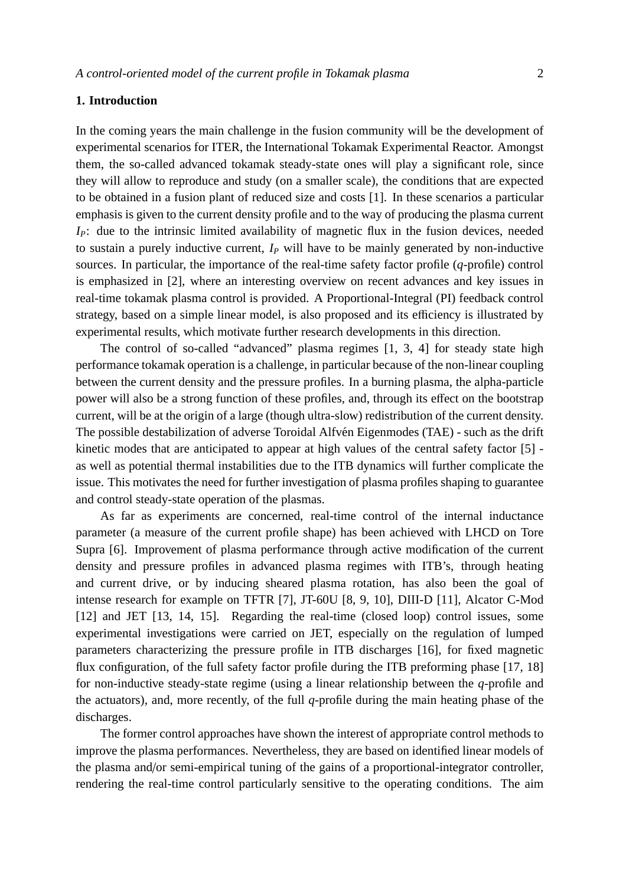## 1. Introduction

In the coming years the main challenge in the fusion community will be the development of experimental scenarios for ITER, the International Tokamak Experimental Reactor. Amongst them, the so-called advanced tokamak steady-state ones will play a significant role, since they will allow to reproduce and study (on a smaller scale), the conditions that are expected to be obtained in a fusion plant of reduced size and costs [1]. In these scenarios a particular emphasis is given to the current density profile and to the way of producing the plasma current $I_P$: due to the intrinsic limited availability of magnetic flux in the fusion devices, needed to sustain a purely inductive current, $I_P$ will have to be mainly generated by non-inductive sources. In particular, the importance of the real-time safety factor profile (*q*-profile) control is emphasized in [2], where an interesting overview on recent advances and key issues in real-time tokamak plasma control is provided. A Proportional-Integral (PI) feedback control strategy, based on a simple linear model, is also proposed and its efficiency is illustrated by experimental results, which motivate further research developments in this direction.

The control of so-called "advanced" plasma regimes [1, 3, 4] for steady state high performance tokamak operation is a challenge, in particular because of the non-linear coupling between the current density and the pressure profiles. In a burning plasma, the alpha-particle power will also be a strong function of these profiles, and, through its effect on the bootstrap current, will be at the origin of a large (though ultra-slow) redistribution of the current density. The possible destabilization of adverse Toroidal Alfvén Eigenmodes (TAE) - such as the drift kinetic modes that are anticipated to appear at high values of the central safety factor [5] - as well as potential thermal instabilities due to the ITB dynamics will further complicate the issue. This motivates the need for further investigation of plasma profiles shaping to guarantee and control steady-state operation of the plasmas.

As far as experiments are concerned, real-time control of the internal inductance parameter (a measure of the current profile shape) has been achieved with LHCD on Tore Supra [6]. Improvement of plasma performance through active modification of the current density and pressure profiles in advanced plasma regimes with ITB's, through heating and current drive, or by inducing sheared plasma rotation, has also been the goal of intense research for example on TFTR [7], JT-60U [8, 9, 10], DIII-D [11], Alcator C-Mod [12] and JET [13, 14, 15]. Regarding the real-time (closed loop) control issues, some experimental investigations were carried on JET, especially on the regulation of lumped parameters characterizing the pressure profile in ITB discharges [16], for fixed magnetic flux configuration, of the full safety factor profile during the ITB preforming phase [17, 18] for non-inductive steady-state regime (using a linear relationship between the *q*-profile and the actuators), and, more recently, of the full *q*-profile during the main heating phase of the discharges.

The former control approaches have shown the interest of appropriate control methods to improve the plasma performances. Nevertheless, they are based on identified linear models of the plasma and/or semi-empirical tuning of the gains of a proportional-integrator controller, rendering the real-time control particularly sensitive to the operating conditions. The aim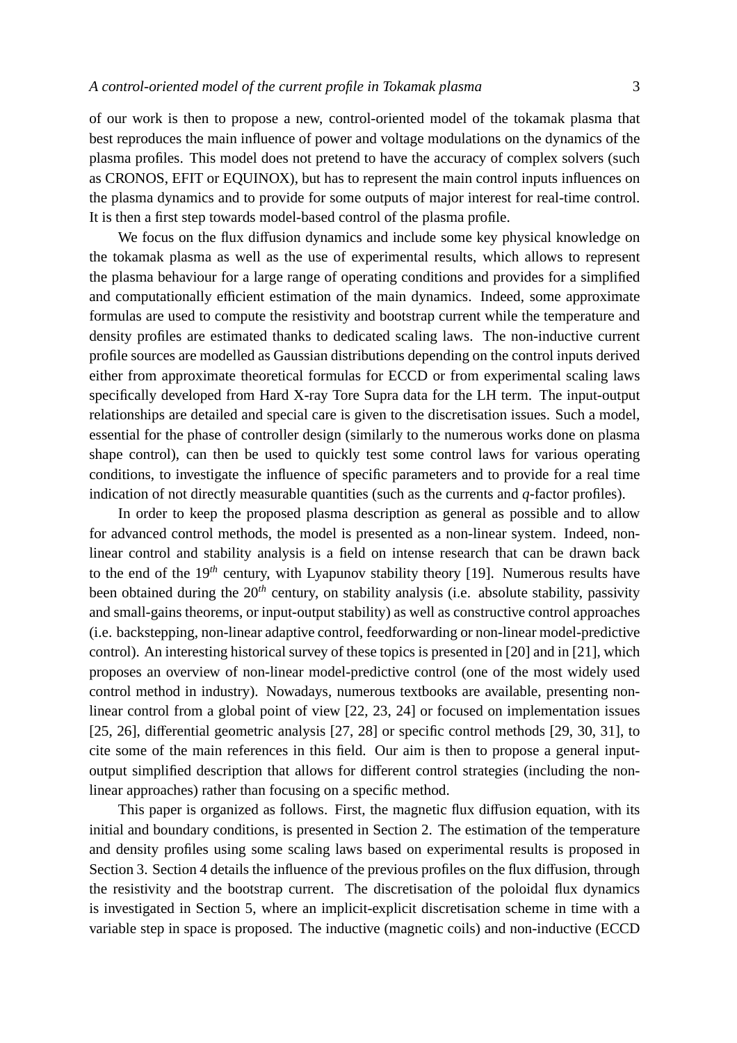of our work is then to propose a new, control-oriented model of the tokamak plasma that best reproduces the main influence of power and voltage modulations on the dynamics of the plasma profiles. This model does not pretend to have the accuracy of complex solvers (such as CRONOS, EFIT or EQUINOX), but has to represent the main control inputs influences on the plasma dynamics and to provide for some outputs of major interest for real-time control. It is then a first step towards model-based control of the plasma profile.

We focus on the flux diffusion dynamics and include some key physical knowledge on the tokamak plasma as well as the use of experimental results, which allows to represent the plasma behaviour for a large range of operating conditions and provides for a simplified and computationally efficient estimation of the main dynamics. Indeed, some approximate formulas are used to compute the resistivity and bootstrap current while the temperature and density profiles are estimated thanks to dedicated scaling laws. The non-inductive current profile sources are modelled as Gaussian distributions depending on the control inputs derived either from approximate theoretical formulas for ECCD or from experimental scaling laws specifically developed from Hard X-ray Tore Supra data for the LH term. The input-output relationships are detailed and special care is given to the discretisation issues. Such a model, essential for the phase of controller design (similarly to the numerous works done on plasma shape control), can then be used to quickly test some control laws for various operating conditions, to investigate the influence of specific parameters and to provide for a real time indication of not directly measurable quantities (such as the currents and $q$-factor profiles).

In order to keep the proposed plasma description as general as possible and to allow for advanced control methods, the model is presented as a non-linear system. Indeed, non-linear control and stability analysis is a field on intense research that can be drawn back to the end of the $19^{th}$ century, with Lyapunov stability theory [19]. Numerous results have been obtained during the $20^{th}$ century, on stability analysis (i.e. absolute stability, passivity and small-gains theorems, or input-output stability) as well as constructive control approaches (i.e. backstepping, non-linear adaptive control, feedforwarding or non-linear model-predictive control). An interesting historical survey of these topics is presented in [20] and in [21], which proposes an overview of non-linear model-predictive control (one of the most widely used control method in industry). Nowadays, numerous textbooks are available, presenting non-linear control from a global point of view [22, 23, 24] or focused on implementation issues [25, 26], differential geometric analysis [27, 28] or specific control methods [29, 30, 31], to cite some of the main references in this field. Our aim is then to propose a general input-output simplified description that allows for different control strategies (including the non-linear approaches) rather than focusing on a specific method.

This paper is organized as follows. First, the magnetic flux diffusion equation, with its initial and boundary conditions, is presented in Section 2. The estimation of the temperature and density profiles using some scaling laws based on experimental results is proposed in Section 3. Section 4 details the influence of the previous profiles on the flux diffusion, through the resistivity and the bootstrap current. The discretisation of the poloidal flux dynamics is investigated in Section 5, where an implicit-explicit discretisation scheme in time with a variable step in space is proposed. The inductive (magnetic coils) and non-inductive (ECCD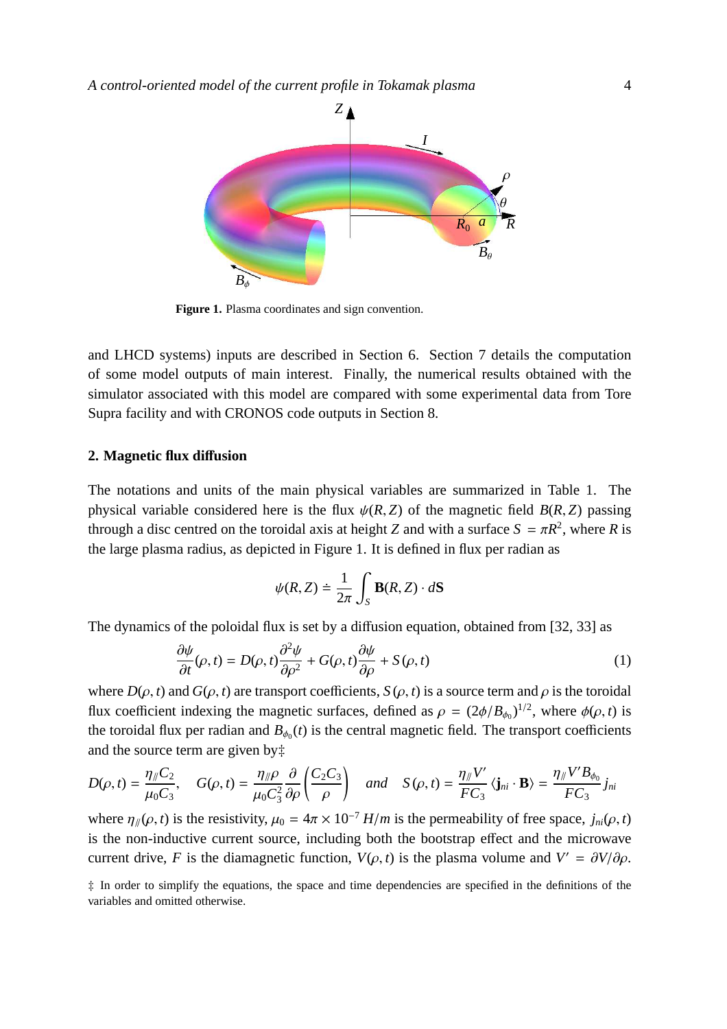**Figure 1.** Plasma coordinates and sign convention.

and LHCD systems) inputs are described in Section 6. Section 7 details the computation of some model outputs of main interest. Finally, the numerical results obtained with the simulator associated with this model are compared with some experimental data from Tore Supra facility and with CRONOS code outputs in Section 8.

## 2. Magnetic flux diffusion

The notations and units of the main physical variables are summarized in Table 1. The physical variable considered here is the flux $\psi(R,Z)$ of the magnetic field $B(R,Z)$ passing through a disc centred on the toroidal axis at height $Z$ and with a surface $S = \pi R^2$, where $R$ is the large plasma radius, as depicted in Figure 1. It is defined in flux per radian as

$$\psi(R,Z) \doteq \frac{1}{2\pi}\int_S \mathbf{B}(R,Z)\cdot d\mathbf{S}$$

The dynamics of the poloidal flux is set by a diffusion equation, obtained from [32, 33] as

$$\frac{\partial \psi}{\partial t}(\rho,t) = D(\rho,t)\frac{\partial^2 \psi}{\partial \rho^2} + G(\rho,t)\frac{\partial \psi}{\partial \rho} + S(\rho,t) \tag{1}$$

where $D(\rho,t)$ and $G(\rho,t)$ are transport coefficients, $S(\rho,t)$ is a source term and $\rho$ is the toroidal flux coefficient indexing the magnetic surfaces, defined as $\rho = (2\phi/B_{\phi_0})^{1/2}$, where $\phi(\rho,t)$ is the toroidal flux per radian and $B_{\phi_0}(t)$ is the central magnetic field. The transport coefficients and the source term are given by‡

$$D(\rho,t) = \frac{\eta_{/\!/} C_2}{\mu_0 C_3}, \quad G(\rho,t) = \frac{\eta_{/\!/}\rho}{\mu_0 C_3^2}\frac{\partial}{\partial \rho}\left(\frac{C_2 C_3}{\rho}\right) \quad \textit{and} \quad S(\rho,t) = \frac{\eta_{/\!/} V'}{F C_3}\langle \mathbf{j}_{ni}\cdot\mathbf{B}\rangle = \frac{\eta_{/\!/} V' B_{\phi_0}}{F C_3} j_{ni}$$

where $\eta_{/\!/}(\rho,t)$ is the resistivity, $\mu_0 = 4\pi \times 10^{-7}\ H/m$ is the permeability of free space, $j_{ni}(\rho,t)$ is the non-inductive current source, including both the bootstrap effect and the microwave current drive, $F$ is the diamagnetic function, $V(\rho,t)$ is the plasma volume and $V' = \partial V/\partial \rho$.

‡ In order to simplify the equations, the space and time dependencies are specified in the definitions of the variables and omitted otherwise.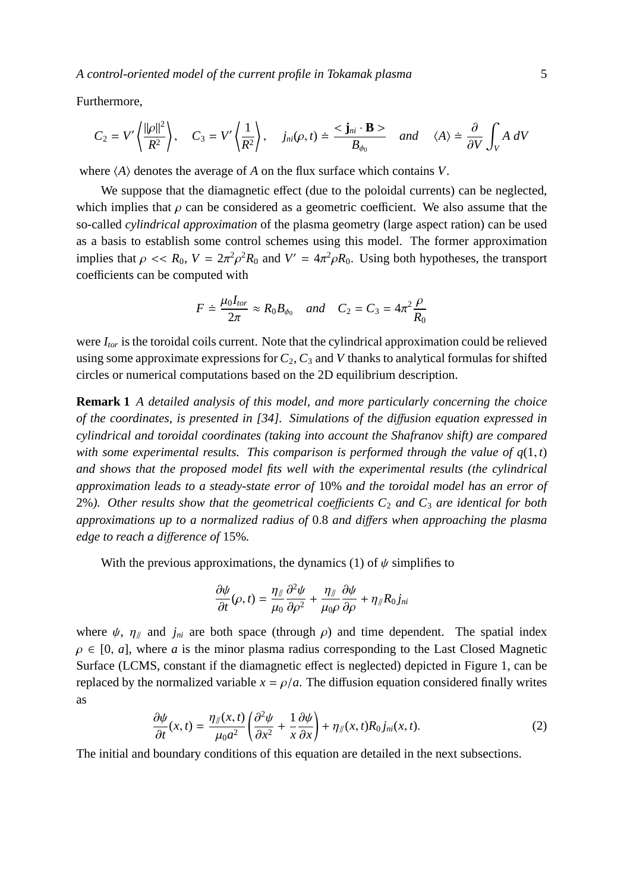Furthermore,

$$C_2 = V' \left\langle \frac{\|\rho\|^2}{R^2} \right\rangle, \quad C_3 = V' \left\langle \frac{1}{R^2} \right\rangle, \quad j_{ni}(\rho, t) \doteq \frac{< \mathbf{j}_{ni} \cdot \mathbf{B} >}{B_{\phi_0}} \quad and \quad \langle A \rangle \doteq \frac{\partial}{\partial V} \int_V A \; dV$$

where $\langle A \rangle$ denotes the average of $A$ on the flux surface which contains $V$.

We suppose that the diamagnetic effect (due to the poloidal currents) can be neglected, which implies that $\rho$ can be considered as a geometric coefficient. We also assume that the so-called *cylindrical approximation* of the plasma geometry (large aspect ration) can be used as a basis to establish some control schemes using this model. The former approximation implies that $\rho << R_0$, $V = 2\pi^2\rho^2 R_0$ and $V' = 4\pi^2 \rho R_0$. Using both hypotheses, the transport coefficients can be computed with

$$F \doteq \frac{\mu_0 I_{tor}}{2\pi} \approx R_0 B_{\phi_0} \quad and \quad C_2 = C_3 = 4\pi^2 \frac{\rho}{R_0}$$

were $I_{tor}$ is the toroidal coils current. Note that the cylindrical approximation could be relieved using some approximate expressions for $C_2$, $C_3$ and $V$ thanks to analytical formulas for shifted circles or numerical computations based on the 2D equilibrium description.

**Remark 1** *A detailed analysis of this model, and more particularly concerning the choice of the coordinates, is presented in [34]. Simulations of the diffusion equation expressed in cylindrical and toroidal coordinates (taking into account the Shafranov shift) are compared with some experimental results. This comparison is performed through the value of* $q(1, t)$ *and shows that the proposed model fits well with the experimental results (the cylindrical approximation leads to a steady-state error of* 10% *and the toroidal model has an error of* 2%*). Other results show that the geometrical coefficients* $C_2$ *and* $C_3$ *are identical for both approximations up to a normalized radius of* 0.8 *and differs when approaching the plasma edge to reach a difference of* 15%*.*

With the previous approximations, the dynamics (1) of $\psi$ simplifies to

$$\frac{\partial \psi}{\partial t}(\rho, t) = \frac{\eta_{/\!/}}{\mu_0} \frac{\partial^2 \psi}{\partial \rho^2} + \frac{\eta_{/\!/}}{\mu_0 \rho} \frac{\partial \psi}{\partial \rho} + \eta_{/\!/} R_0 j_{ni}$$

where $\psi$, $\eta_{/\!/}$ and $j_{ni}$ are both space (through $\rho$) and time dependent. The spatial index $\rho \in [0, \, a]$, where $a$ is the minor plasma radius corresponding to the Last Closed Magnetic Surface (LCMS, constant if the diamagnetic effect is neglected) depicted in Figure 1, can be replaced by the normalized variable $x = \rho/a$. The diffusion equation considered finally writes as

$$\frac{\partial \psi}{\partial t}(x, t) = \frac{\eta_{/\!/}(x, t)}{\mu_0 a^2} \left( \frac{\partial^2 \psi}{\partial x^2} + \frac{1}{x} \frac{\partial \psi}{\partial x} \right) + \eta_{/\!/}(x, t) R_0 j_{ni}(x, t). \tag{2}$$

The initial and boundary conditions of this equation are detailed in the next subsections.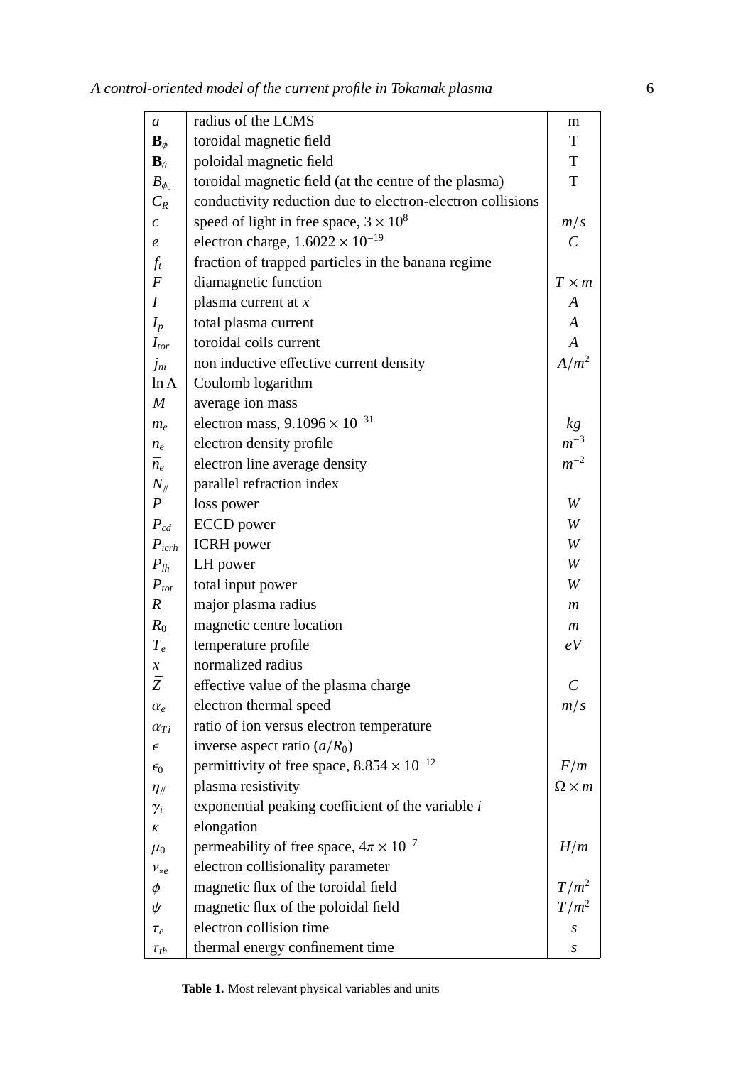| | | |
|---|---|---|
| $a$ | radius of the LCMS | m |
| $\mathbf{B}_\phi$ | toroidal magnetic field | T |
| $\mathbf{B}_\theta$ | poloidal magnetic field | T |
| $B_{\phi_0}$ | toroidal magnetic field (at the centre of the plasma) | T |
| $C_R$ | conductivity reduction due to electron-electron collisions | |
| $c$ | speed of light in free space, $3 \times 10^8$ | $m/s$ |
| $e$ | electron charge, $1.6022 \times 10^{-19}$ | $C$ |
| $f_t$ | fraction of trapped particles in the banana regime | |
| $F$ | diamagnetic function | $T \times m$ |
| $I$ | plasma current at $x$ | $A$ |
| $I_p$ | total plasma current | $A$ |
| $I_{tor}$ | toroidal coils current | $A$ |
| $j_{ni}$ | non inductive effective current density | $A/m^2$ |
| $\ln \Lambda$ | Coulomb logarithm | |
| $M$ | average ion mass | |
| $m_e$ | electron mass, $9.1096 \times 10^{-31}$ | $kg$ |
| $n_e$ | electron density profile | $m^{-3}$ |
| $\overline{n}_e$ | electron line average density | $m^{-2}$ |
| $N_{/\!/}$ | parallel refraction index | |
| $P$ | loss power | $W$ |
| $P_{cd}$ | ECCD power | $W$ |
| $P_{icrh}$ | ICRH power | $W$ |
| $P_{lh}$ | LH power | $W$ |
| $P_{tot}$ | total input power | $W$ |
| $R$ | major plasma radius | $m$ |
| $R_0$ | magnetic centre location | $m$ |
| $T_e$ | temperature profile | $eV$ |
| $x$ | normalized radius | |
| $\overline{Z}$ | effective value of the plasma charge | $C$ |
| $\alpha_e$ | electron thermal speed | $m/s$ |
| $\alpha_{Ti}$ | ratio of ion versus electron temperature | |
| $\epsilon$ | inverse aspect ratio $(a/R_0)$ | |
| $\epsilon_0$ | permittivity of free space, $8.854 \times 10^{-12}$ | $F/m$ |
| $\eta_{/\!/}$ | plasma resistivity | $\Omega \times m$ |
| $\gamma_i$ | exponential peaking coefficient of the variable $i$ | |
| $\kappa$ | elongation | |
| $\mu_0$ | permeability of free space, $4\pi \times 10^{-7}$ | $H/m$ |
| $\nu_{*e}$ | electron collisionality parameter | |
| $\phi$ | magnetic flux of the toroidal field | $T/m^2$ |
| $\psi$ | magnetic flux of the poloidal field | $T/m^2$ |
| $\tau_e$ | electron collision time | $s$ |
| $\tau_{th}$ | thermal energy confinement time | $s$ |

**Table 1.** Most relevant physical variables and units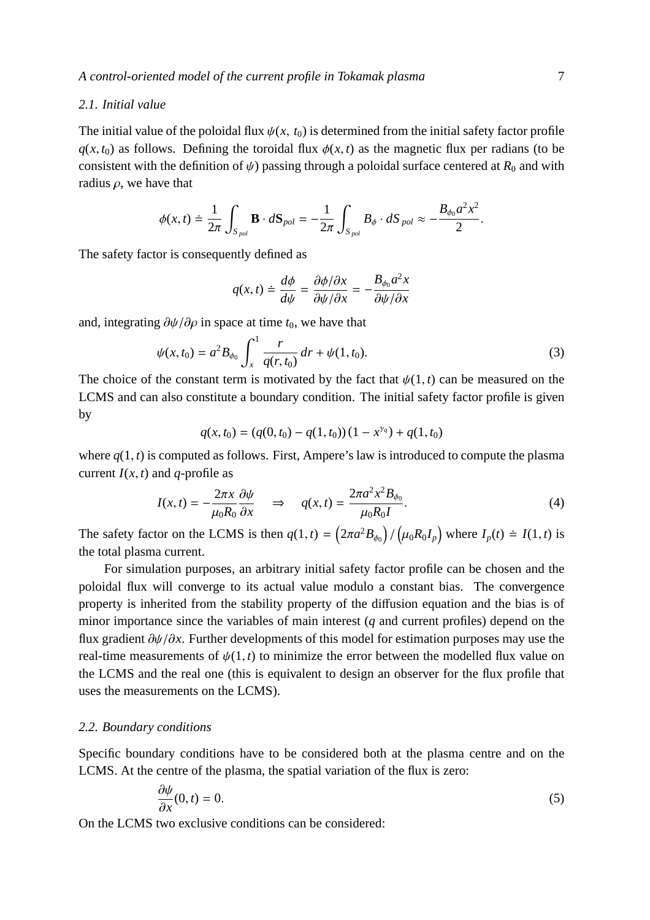### 2.1. Initial value

The initial value of the poloidal flux $\psi(x,\ t_0)$ is determined from the initial safety factor profile $q(x,t_0)$ as follows. Defining the toroidal flux $\phi(x,t)$ as the magnetic flux per radians (to be consistent with the definition of $\psi$) passing through a poloidal surface centered at $R_0$ and with radius $\rho$, we have that

$$\phi(x,t) \doteq \frac{1}{2\pi}\int_{S_{pol}} \mathbf{B}\cdot d\mathbf{S}_{pol} = -\frac{1}{2\pi}\int_{S_{pol}} B_\phi \cdot dS_{pol} \approx -\frac{B_{\phi_0}a^2x^2}{2}.$$

The safety factor is consequently defined as

$$q(x,t) \doteq \frac{d\phi}{d\psi} = \frac{\partial\phi/\partial x}{\partial\psi/\partial x} = -\frac{B_{\phi_0}a^2 x}{\partial\psi/\partial x}$$

and, integrating $\partial\psi/\partial\rho$ in space at time $t_0$, we have that

$$\psi(x,t_0) = a^2 B_{\phi_0}\int_x^1 \frac{r}{q(r,t_0)}\,dr + \psi(1,t_0). \tag{3}$$

The choice of the constant term is motivated by the fact that $\psi(1,t)$ can be measured on the LCMS and can also constitute a boundary condition. The initial safety factor profile is given by

$$q(x,t_0) = (q(0,t_0) - q(1,t_0))\,(1 - x^{\gamma_q}) + q(1,t_0)$$

where $q(1,t)$ is computed as follows. First, Ampere's law is introduced to compute the plasma current $I(x,t)$ and $q$-profile as

$$I(x,t) = -\frac{2\pi x}{\mu_0 R_0}\frac{\partial\psi}{\partial x} \quad \Rightarrow \quad q(x,t) = \frac{2\pi a^2 x^2 B_{\phi_0}}{\mu_0 R_0 I}. \tag{4}$$

The safety factor on the LCMS is then $q(1,t) = \left(2\pi a^2 B_{\phi_0}\right)/\left(\mu_0 R_0 I_p\right)$ where $I_p(t) \doteq I(1,t)$ is the total plasma current.

For simulation purposes, an arbitrary initial safety factor profile can be chosen and the poloidal flux will converge to its actual value modulo a constant bias. The convergence property is inherited from the stability property of the diffusion equation and the bias is of minor importance since the variables of main interest ($q$ and current profiles) depend on the flux gradient $\partial\psi/\partial x$. Further developments of this model for estimation purposes may use the real-time measurements of $\psi(1,t)$ to minimize the error between the modelled flux value on the LCMS and the real one (this is equivalent to design an observer for the flux profile that uses the measurements on the LCMS).

### 2.2. Boundary conditions

Specific boundary conditions have to be considered both at the plasma centre and on the LCMS. At the centre of the plasma, the spatial variation of the flux is zero:

$$\frac{\partial\psi}{\partial x}(0,t) = 0. \tag{5}$$

On the LCMS two exclusive conditions can be considered: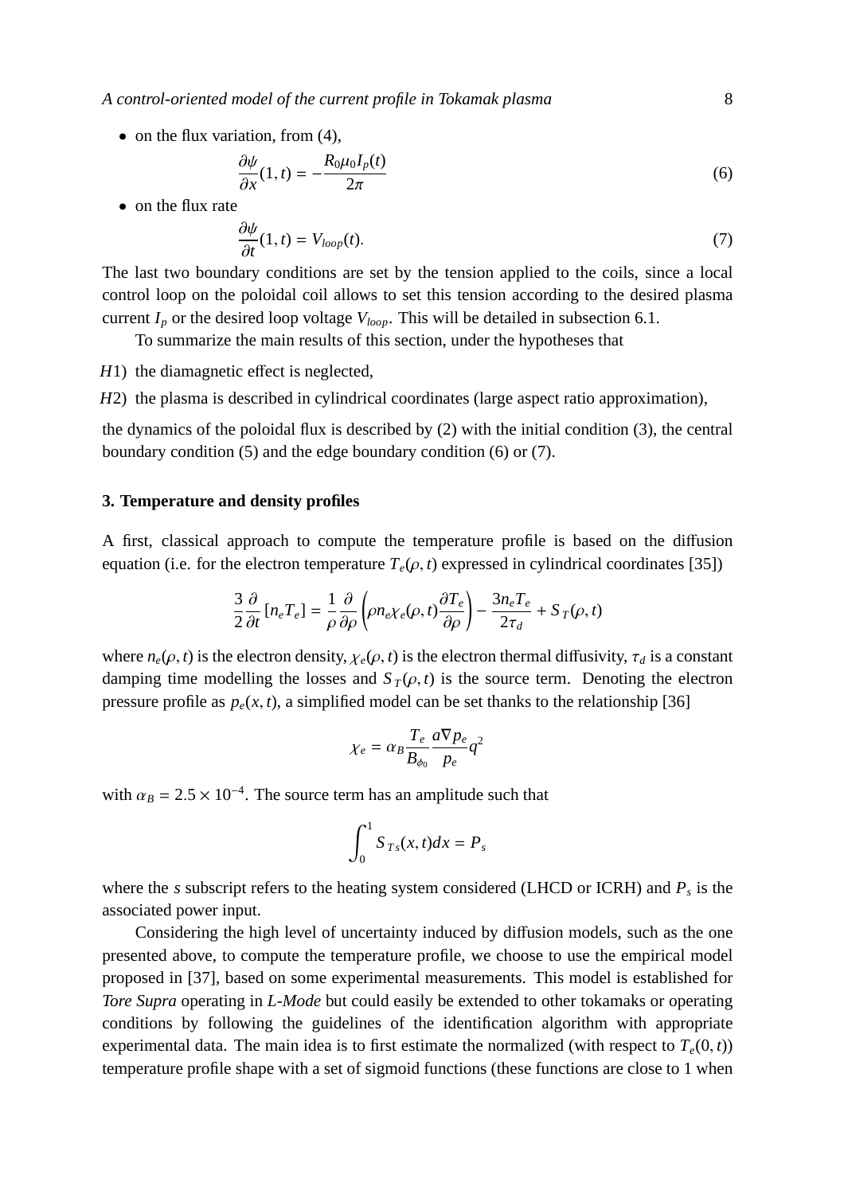- on the flux variation, from (4),

$$\frac{\partial \psi}{\partial x}(1,t) = -\frac{R_0 \mu_0 I_p(t)}{2\pi} \tag{6}$$

- on the flux rate

$$\frac{\partial \psi}{\partial t}(1,t) = V_{loop}(t). \tag{7}$$

The last two boundary conditions are set by the tension applied to the coils, since a local control loop on the poloidal coil allows to set this tension according to the desired plasma current $I_p$ or the desired loop voltage $V_{loop}$. This will be detailed in subsection 6.1.

To summarize the main results of this section, under the hypotheses that

*H*1) the diamagnetic effect is neglected,

*H*2) the plasma is described in cylindrical coordinates (large aspect ratio approximation),

the dynamics of the poloidal flux is described by (2) with the initial condition (3), the central boundary condition (5) and the edge boundary condition (6) or (7).

### 3. Temperature and density profiles

A first, classical approach to compute the temperature profile is based on the diffusion equation (i.e. for the electron temperature $T_e(\rho,t)$ expressed in cylindrical coordinates [35])

$$\frac{3}{2}\frac{\partial}{\partial t}[n_e T_e] = \frac{1}{\rho}\frac{\partial}{\partial \rho}\left(\rho n_e \chi_e(\rho,t)\frac{\partial T_e}{\partial \rho}\right) - \frac{3 n_e T_e}{2\tau_d} + S_T(\rho,t)$$

where $n_e(\rho,t)$ is the electron density, $\chi_e(\rho,t)$ is the electron thermal diffusivity, $\tau_d$ is a constant damping time modelling the losses and $S_T(\rho,t)$ is the source term. Denoting the electron pressure profile as $p_e(x,t)$, a simplified model can be set thanks to the relationship [36]

$$\chi_e = \alpha_B \frac{T_e}{B_{\phi_0}} \frac{a\nabla p_e}{p_e} q^2$$

with $\alpha_B = 2.5 \times 10^{-4}$. The source term has an amplitude such that

$$\int_0^1 S_{Ts}(x,t)dx = P_s$$

where the $s$ subscript refers to the heating system considered (LHCD or ICRH) and $P_s$ is the associated power input.

Considering the high level of uncertainty induced by diffusion models, such as the one presented above, to compute the temperature profile, we choose to use the empirical model proposed in [37], based on some experimental measurements. This model is established for *Tore Supra* operating in *L-Mode* but could easily be extended to other tokamaks or operating conditions by following the guidelines of the identification algorithm with appropriate experimental data. The main idea is to first estimate the normalized (with respect to $T_e(0,t)$) temperature profile shape with a set of sigmoid functions (these functions are close to 1 when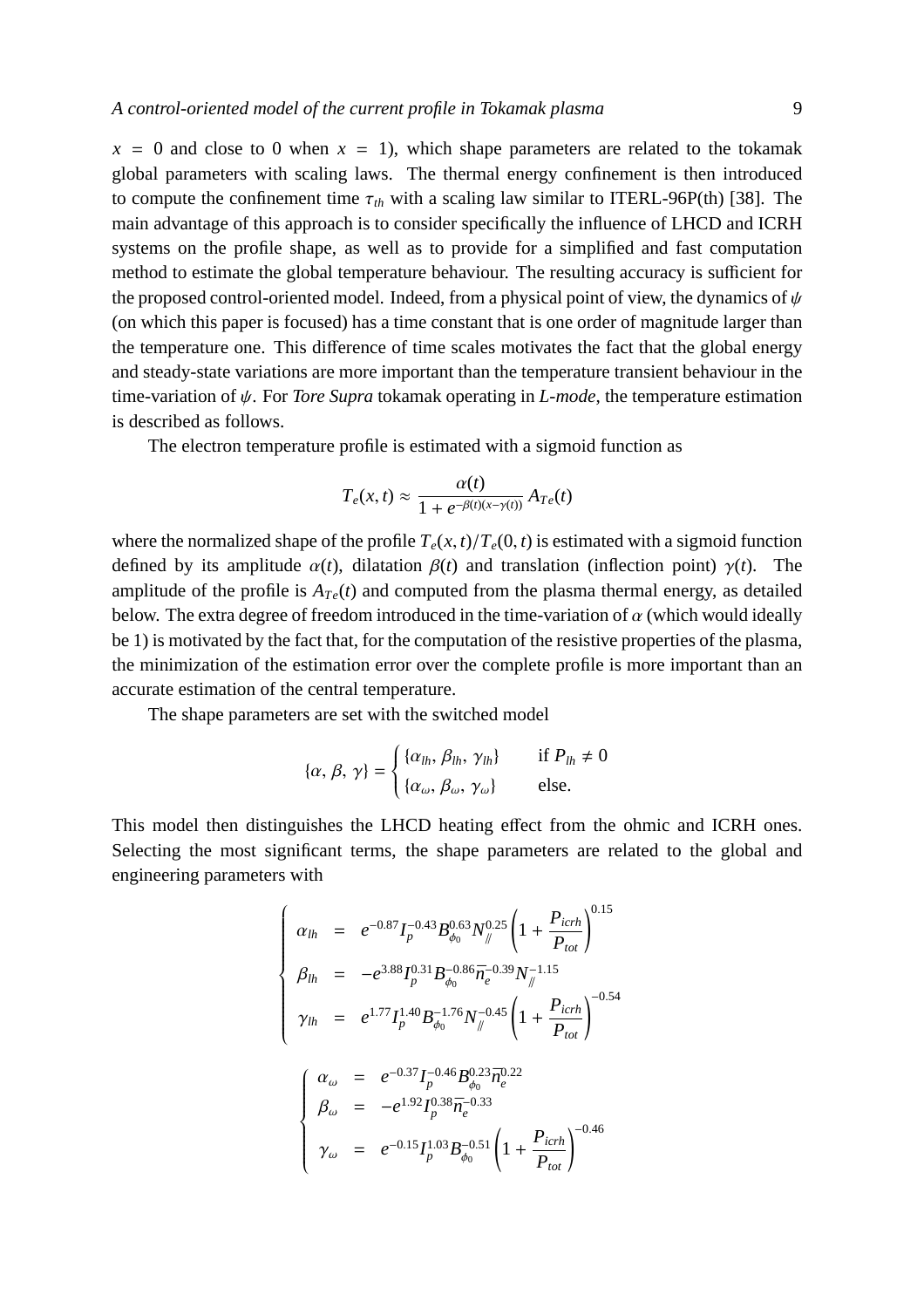$x = 0$ and close to 0 when $x = 1$), which shape parameters are related to the tokamak global parameters with scaling laws. The thermal energy confinement is then introduced to compute the confinement time $\tau_{th}$ with a scaling law similar to ITERL-96P(th) [38]. The main advantage of this approach is to consider specifically the influence of LHCD and ICRH systems on the profile shape, as well as to provide for a simplified and fast computation method to estimate the global temperature behaviour. The resulting accuracy is sufficient for the proposed control-oriented model. Indeed, from a physical point of view, the dynamics of $\psi$ (on which this paper is focused) has a time constant that is one order of magnitude larger than the temperature one. This difference of time scales motivates the fact that the global energy and steady-state variations are more important than the temperature transient behaviour in the time-variation of $\psi$. For *Tore Supra* tokamak operating in *L-mode*, the temperature estimation is described as follows.

The electron temperature profile is estimated with a sigmoid function as

$$T_e(x,t) \approx \frac{\alpha(t)}{1 + e^{-\beta(t)(x-\gamma(t))}} A_{Te}(t)$$

where the normalized shape of the profile $T_e(x,t)/T_e(0,t)$ is estimated with a sigmoid function defined by its amplitude $\alpha(t)$, dilatation $\beta(t)$ and translation (inflection point) $\gamma(t)$. The amplitude of the profile is $A_{Te}(t)$ and computed from the plasma thermal energy, as detailed below. The extra degree of freedom introduced in the time-variation of $\alpha$ (which would ideally be 1) is motivated by the fact that, for the computation of the resistive properties of the plasma, the minimization of the estimation error over the complete profile is more important than an accurate estimation of the central temperature.

The shape parameters are set with the switched model

$$\{\alpha,\, \beta,\, \gamma\} = \begin{cases} \{\alpha_{lh},\, \beta_{lh},\, \gamma_{lh}\} & \text{if } P_{lh} \neq 0 \\ \{\alpha_{\omega},\, \beta_{\omega},\, \gamma_{\omega}\} & \text{else.} \end{cases}$$

This model then distinguishes the LHCD heating effect from the ohmic and ICRH ones. Selecting the most significant terms, the shape parameters are related to the global and engineering parameters with

$$\begin{cases} \alpha_{lh} &=& e^{-0.87} I_p^{-0.43} B_{\phi_0}^{0.63} N_{/\!/}^{0.25} \left(1 + \dfrac{P_{icrh}}{P_{tot}}\right)^{0.15} \\ \beta_{lh} &=& -e^{3.88} I_p^{0.31} B_{\phi_0}^{-0.86} \overline{n}_e^{-0.39} N_{/\!/}^{-1.15} \\ \gamma_{lh} &=& e^{1.77} I_p^{1.40} B_{\phi_0}^{-1.76} N_{/\!/}^{-0.45} \left(1 + \dfrac{P_{icrh}}{P_{tot}}\right)^{-0.54} \end{cases}$$

$$\begin{cases} \alpha_{\omega} &=& e^{-0.37} I_p^{-0.46} B_{\phi_0}^{0.23} \overline{n}_e^{0.22} \\ \beta_{\omega} &=& -e^{1.92} I_p^{0.38} \overline{n}_e^{-0.33} \\ \gamma_{\omega} &=& e^{-0.15} I_p^{1.03} B_{\phi_0}^{-0.51} \left(1 + \dfrac{P_{icrh}}{P_{tot}}\right)^{-0.46} \end{cases}$$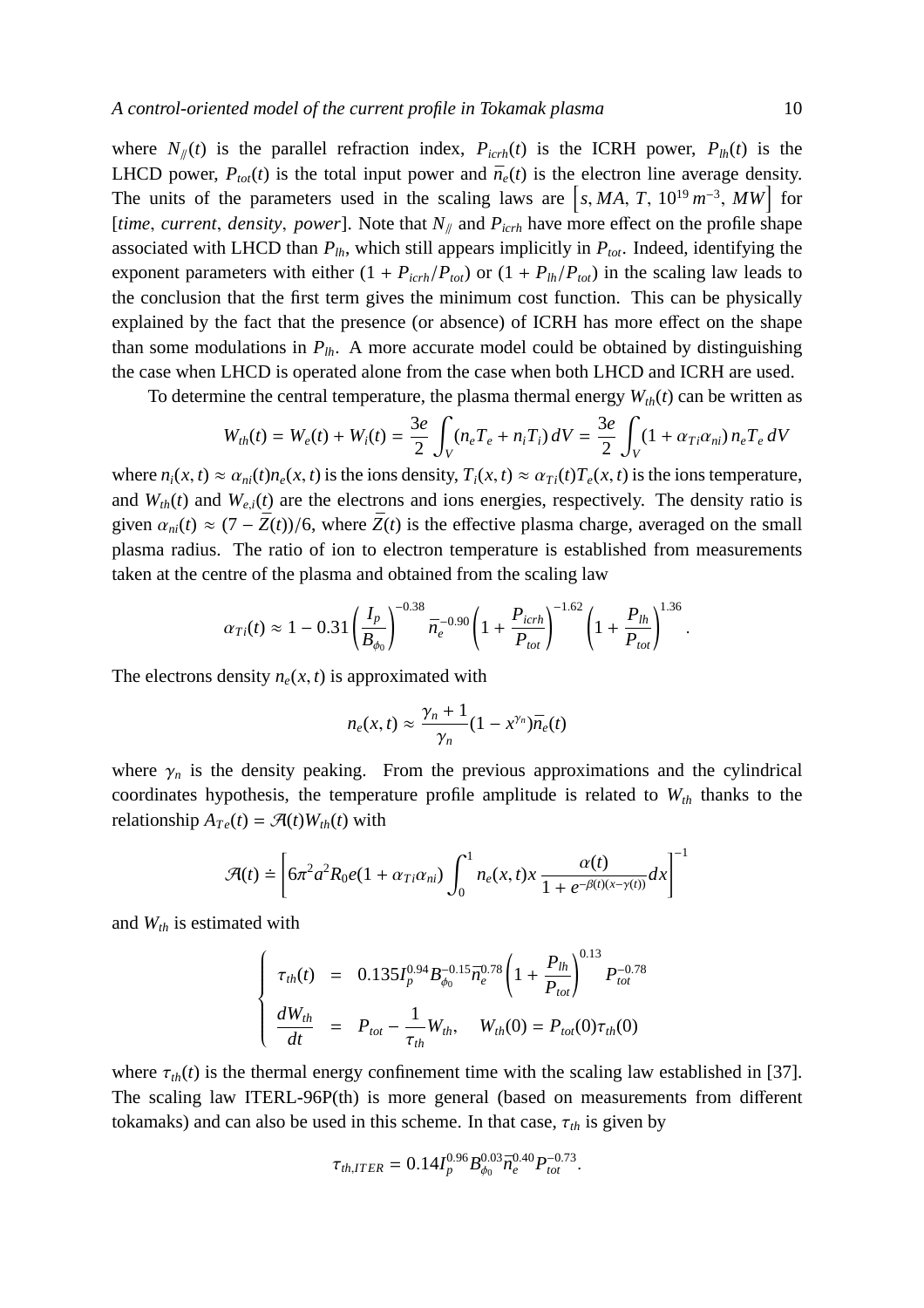where $N_{/\!/}(t)$ is the parallel refraction index, $P_{icrh}(t)$ is the ICRH power, $P_{lh}(t)$ is the LHCD power, $P_{tot}(t)$ is the total input power and $\bar{n}_e(t)$ is the electron line average density. The units of the parameters used in the scaling laws are $\left[s, MA, T, 10^{19}\, m^{-3}, MW\right]$ for $[time, current, density, power]$. Note that $N_{/\!/}$ and $P_{icrh}$ have more effect on the profile shape associated with LHCD than $P_{lh}$, which still appears implicitly in $P_{tot}$. Indeed, identifying the exponent parameters with either $(1 + P_{icrh}/P_{tot})$ or $(1 + P_{lh}/P_{tot})$ in the scaling law leads to the conclusion that the first term gives the minimum cost function. This can be physically explained by the fact that the presence (or absence) of ICRH has more effect on the shape than some modulations in $P_{lh}$. A more accurate model could be obtained by distinguishing the case when LHCD is operated alone from the case when both LHCD and ICRH are used.

To determine the central temperature, the plasma thermal energy $W_{th}(t)$ can be written as

$$W_{th}(t) = W_e(t) + W_i(t) = \frac{3e}{2}\int_V (n_e T_e + n_i T_i)\, dV = \frac{3e}{2}\int_V (1 + \alpha_{Ti}\alpha_{ni})\, n_e T_e\, dV$$

where $n_i(x,t) \approx \alpha_{ni}(t) n_e(x,t)$ is the ions density, $T_i(x,t) \approx \alpha_{Ti}(t) T_e(x,t)$ is the ions temperature, and $W_{th}(t)$ and $W_{e,i}(t)$ are the electrons and ions energies, respectively. The density ratio is given $\alpha_{ni}(t) \approx (7 - \bar{Z}(t))/6$, where $\bar{Z}(t)$ is the effective plasma charge, averaged on the small plasma radius. The ratio of ion to electron temperature is established from measurements taken at the centre of the plasma and obtained from the scaling law

$$\alpha_{Ti}(t) \approx 1 - 0.31\left(\frac{I_p}{B_{\phi_0}}\right)^{-0.38} \bar{n}_e^{-0.90}\left(1 + \frac{P_{icrh}}{P_{tot}}\right)^{-1.62}\left(1 + \frac{P_{lh}}{P_{tot}}\right)^{1.36}.$$

The electrons density $n_e(x,t)$ is approximated with

$$n_e(x,t) \approx \frac{\gamma_n + 1}{\gamma_n}(1 - x^{\gamma_n})\bar{n}_e(t)$$

where $\gamma_n$ is the density peaking. From the previous approximations and the cylindrical coordinates hypothesis, the temperature profile amplitude is related to $W_{th}$ thanks to the relationship $A_{Te}(t) = \mathcal{A}(t) W_{th}(t)$ with

$$\mathcal{A}(t) \doteq \left[6\pi^2 a^2 R_0 e(1 + \alpha_{Ti}\alpha_{ni})\int_0^1 n_e(x,t)x\, \frac{\alpha(t)}{1 + e^{-\beta(t)(x - \gamma(t))}}dx\right]^{-1}$$

and $W_{th}$ is estimated with

$$\begin{cases} \tau_{th}(t) = 0.135 I_p^{0.94} B_{\phi_0}^{-0.15} \bar{n}_e^{0.78}\left(1 + \dfrac{P_{lh}}{P_{tot}}\right)^{0.13} P_{tot}^{-0.78} \\ \dfrac{dW_{th}}{dt} = P_{tot} - \dfrac{1}{\tau_{th}} W_{th}, \quad W_{th}(0) = P_{tot}(0)\tau_{th}(0) \end{cases}$$

where $\tau_{th}(t)$ is the thermal energy confinement time with the scaling law established in [37]. The scaling law ITERL-96P(th) is more general (based on measurements from different tokamaks) and can also be used in this scheme. In that case, $\tau_{th}$ is given by

$$\tau_{th,ITER} = 0.14 I_p^{0.96} B_{\phi_0}^{0.03} \bar{n}_e^{0.40} P_{tot}^{-0.73}.$$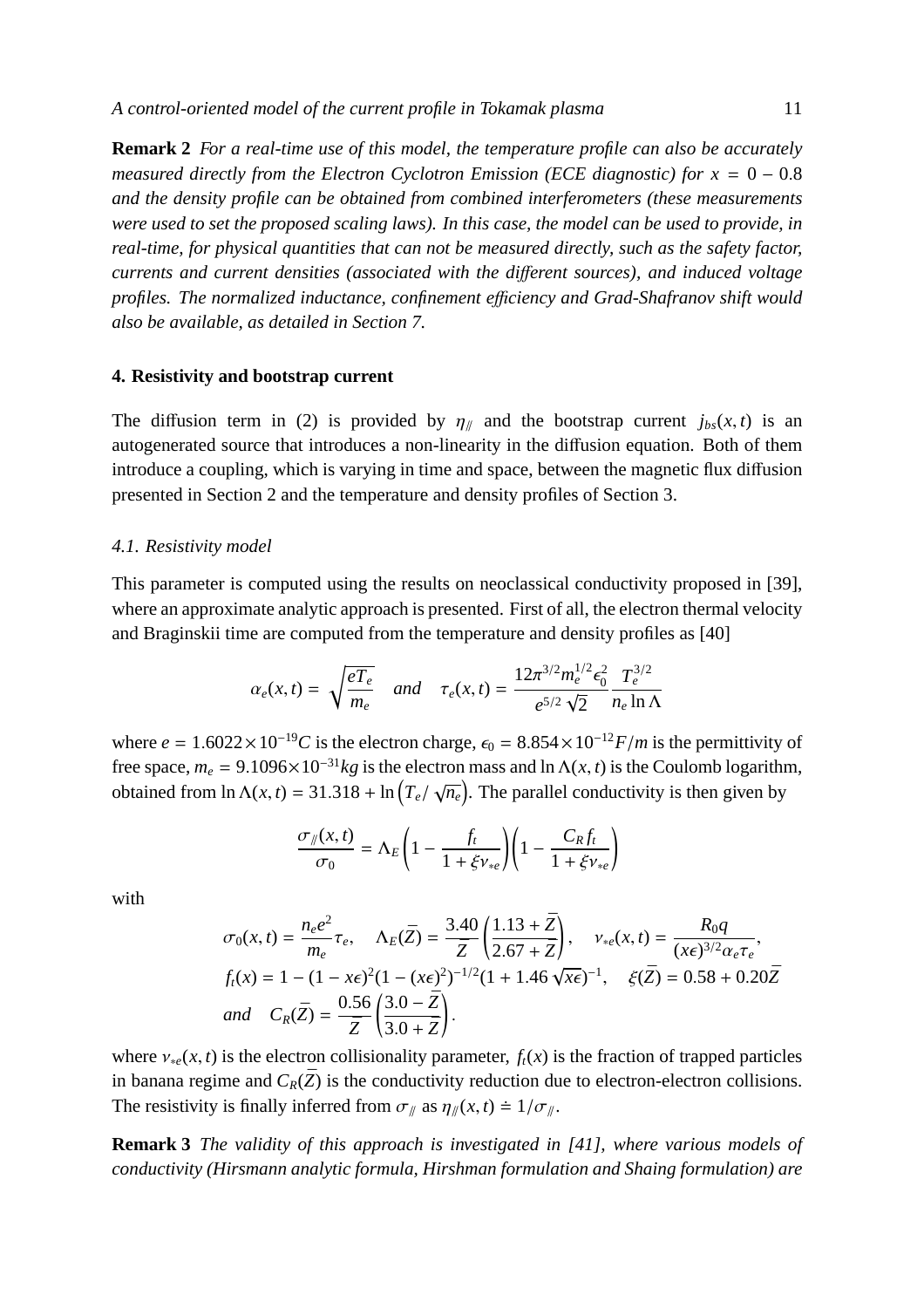**Remark 2** *For a real-time use of this model, the temperature profile can also be accurately measured directly from the Electron Cyclotron Emission (ECE diagnostic) for $x = 0 - 0.8$ and the density profile can be obtained from combined interferometers (these measurements were used to set the proposed scaling laws). In this case, the model can be used to provide, in real-time, for physical quantities that can not be measured directly, such as the safety factor, currents and current densities (associated with the different sources), and induced voltage profiles. The normalized inductance, confinement efficiency and Grad-Shafranov shift would also be available, as detailed in Section 7.*

## 4. Resistivity and bootstrap current

The diffusion term in (2) is provided by $\eta_{/\!/}$ and the bootstrap current $j_{bs}(x,t)$ is an autogenerated source that introduces a non-linearity in the diffusion equation. Both of them introduce a coupling, which is varying in time and space, between the magnetic flux diffusion presented in Section 2 and the temperature and density profiles of Section 3.

### *4.1. Resistivity model*

This parameter is computed using the results on neoclassical conductivity proposed in [39], where an approximate analytic approach is presented. First of all, the electron thermal velocity and Braginskii time are computed from the temperature and density profiles as [40]

$$\alpha_e(x,t) = \sqrt{\frac{eT_e}{m_e}} \quad and \quad \tau_e(x,t) = \frac{12\pi^{3/2} m_e^{1/2} \epsilon_0^2}{e^{5/2}\sqrt{2}} \frac{T_e^{3/2}}{n_e \ln\Lambda}$$

where $e = 1.6022 \times 10^{-19} C$ is the electron charge, $\epsilon_0 = 8.854 \times 10^{-12} F/m$ is the permittivity of free space, $m_e = 9.1096 \times 10^{-31} kg$ is the electron mass and $\ln\Lambda(x,t)$ is the Coulomb logarithm, obtained from $\ln\Lambda(x,t) = 31.318 + \ln\left(T_e/\sqrt{n_e}\right)$. The parallel conductivity is then given by

$$\frac{\sigma_{/\!/}(x,t)}{\sigma_0} = \Lambda_E \left(1 - \frac{f_t}{1+\xi\nu_{*e}}\right)\left(1 - \frac{C_R f_t}{1+\xi\nu_{*e}}\right)$$

with

$$\sigma_0(x,t) = \frac{n_e e^2}{m_e}\tau_e, \quad \Lambda_E(\bar{Z}) = \frac{3.40}{\bar{Z}}\left(\frac{1.13+\bar{Z}}{2.67+\bar{Z}}\right), \quad \nu_{*e}(x,t) = \frac{R_0 q}{(x\epsilon)^{3/2}\alpha_e \tau_e},$$
$$f_t(x) = 1 - (1-x\epsilon)^2(1-(x\epsilon)^2)^{-1/2}(1+1.46\sqrt{x\epsilon})^{-1}, \quad \xi(\bar{Z}) = 0.58 + 0.20\bar{Z}$$
$$and \quad C_R(\bar{Z}) = \frac{0.56}{\bar{Z}}\left(\frac{3.0-\bar{Z}}{3.0+\bar{Z}}\right).$$

where $\nu_{*e}(x,t)$ is the electron collisionality parameter, $f_t(x)$ is the fraction of trapped particles in banana regime and $C_R(\bar{Z})$ is the conductivity reduction due to electron-electron collisions. The resistivity is finally inferred from $\sigma_{/\!/}$ as $\eta_{/\!/}(x,t) \doteq 1/\sigma_{/\!/}$.

**Remark 3** *The validity of this approach is investigated in [41], where various models of conductivity (Hirsmann analytic formula, Hirshman formulation and Shaing formulation) are*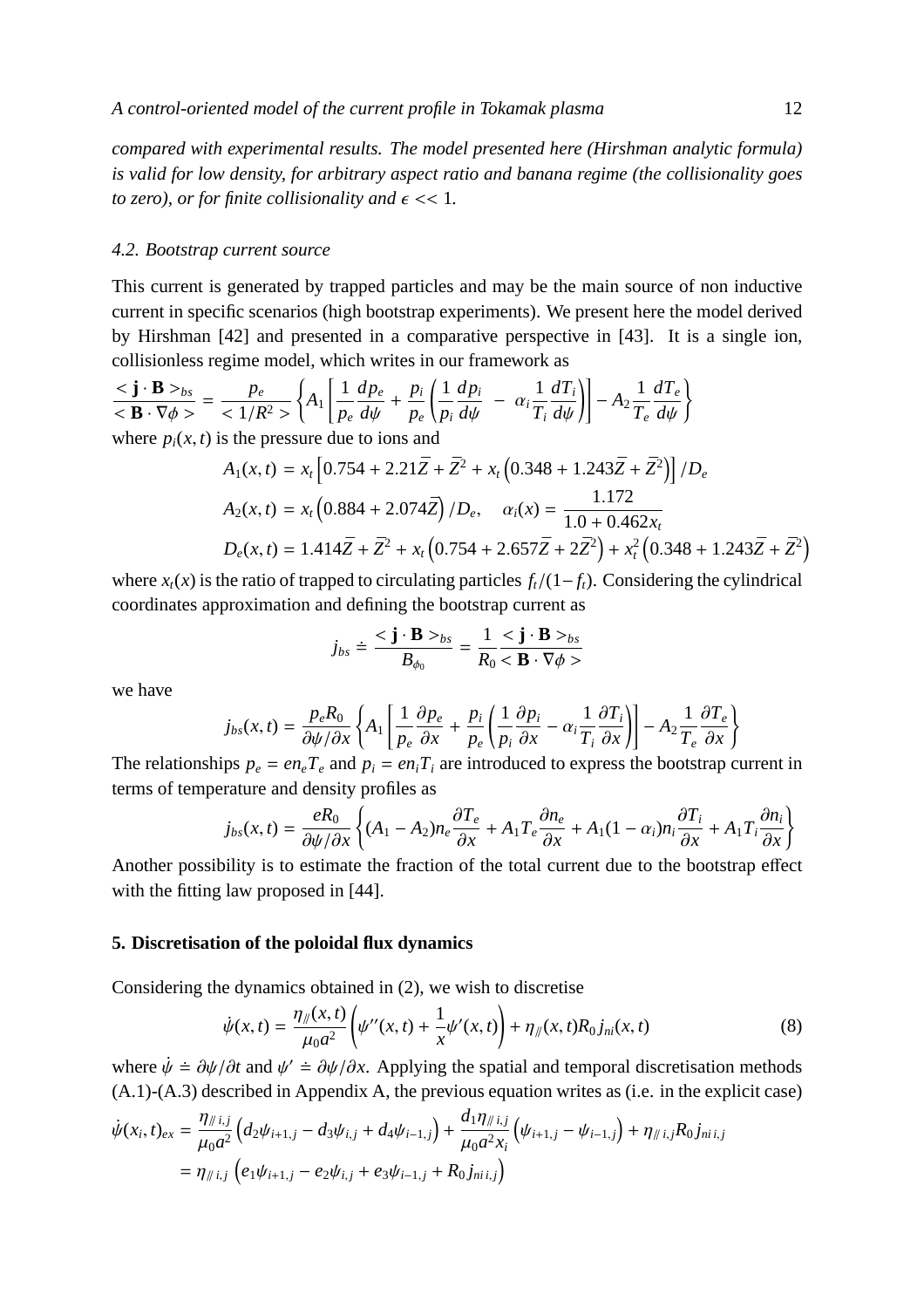*compared with experimental results. The model presented here (Hirshman analytic formula) is valid for low density, for arbitrary aspect ratio and banana regime (the collisionality goes to zero), or for finite collisionality and $\epsilon << 1$.*

### 4.2. Bootstrap current source

This current is generated by trapped particles and may be the main source of non inductive current in specific scenarios (high bootstrap experiments). We present here the model derived by Hirshman [42] and presented in a comparative perspective in [43]. It is a single ion, collisionless regime model, which writes in our framework as

$$\frac{<\mathbf{j}\cdot\mathbf{B}>_{bs}}{<\mathbf{B}\cdot\nabla\phi>} = \frac{p_e}{<1/R^2>}\left\{A_1\left[\frac{1}{p_e}\frac{dp_e}{d\psi}+\frac{p_i}{p_e}\left(\frac{1}{p_i}\frac{dp_i}{d\psi}\ -\ \alpha_i\frac{1}{T_i}\frac{dT_i}{d\psi}\right)\right]-A_2\frac{1}{T_e}\frac{dT_e}{d\psi}\right\}$$

where $p_i(x,t)$ is the pressure due to ions and

$$A_1(x,t) = x_t\left[0.754+2.21\bar{Z}+\bar{Z}^2+x_t\left(0.348+1.243\bar{Z}+\bar{Z}^2\right)\right]/D_e$$

$$A_2(x,t) = x_t\left(0.884+2.074\bar{Z}\right)/D_e, \quad \alpha_i(x) = \frac{1.172}{1.0+0.462x_t}$$

$$D_e(x,t) = 1.414\bar{Z}+\bar{Z}^2+x_t\left(0.754+2.657\bar{Z}+2\bar{Z}^2\right)+x_t^2\left(0.348+1.243\bar{Z}+\bar{Z}^2\right)$$

where $x_t(x)$ is the ratio of trapped to circulating particles $f_t/(1-f_t)$. Considering the cylindrical coordinates approximation and defining the bootstrap current as

$$j_{bs} \doteq \frac{<\mathbf{j}\cdot\mathbf{B}>_{bs}}{B_{\phi_0}} = \frac{1}{R_0}\frac{<\mathbf{j}\cdot\mathbf{B}>_{bs}}{<\mathbf{B}\cdot\nabla\phi>}$$

we have

$$j_{bs}(x,t) = \frac{p_eR_0}{\partial\psi/\partial x}\left\{A_1\left[\frac{1}{p_e}\frac{\partial p_e}{\partial x}+\frac{p_i}{p_e}\left(\frac{1}{p_i}\frac{\partial p_i}{\partial x}-\alpha_i\frac{1}{T_i}\frac{\partial T_i}{\partial x}\right)\right]-A_2\frac{1}{T_e}\frac{\partial T_e}{\partial x}\right\}$$

The relationships $p_e = en_eT_e$ and $p_i = en_iT_i$ are introduced to express the bootstrap current in terms of temperature and density profiles as

$$j_{bs}(x,t) = \frac{eR_0}{\partial\psi/\partial x}\left\{(A_1-A_2)n_e\frac{\partial T_e}{\partial x}+A_1T_e\frac{\partial n_e}{\partial x}+A_1(1-\alpha_i)n_i\frac{\partial T_i}{\partial x}+A_1T_i\frac{\partial n_i}{\partial x}\right\}$$

Another possibility is to estimate the fraction of the total current due to the bootstrap effect with the fitting law proposed in [44].

## 5. Discretisation of the poloidal flux dynamics

Considering the dynamics obtained in (2), we wish to discretise

$$\dot{\psi}(x,t) = \frac{\eta_{/\!/}(x,t)}{\mu_0a^2}\left(\psi''(x,t)+\frac{1}{x}\psi'(x,t)\right)+\eta_{/\!/}(x,t)R_0j_{ni}(x,t) \tag{8}$$

where $\dot{\psi} \doteq \partial\psi/\partial t$ and $\psi' \doteq \partial\psi/\partial x$. Applying the spatial and temporal discretisation methods (A.1)-(A.3) described in Appendix A, the previous equation writes as (i.e. in the explicit case)

$$\begin{aligned}\dot{\psi}(x_i,t)_{ex} &= \frac{\eta_{/\!/\,i,j}}{\mu_0a^2}\left(d_2\psi_{i+1,j}-d_3\psi_{i,j}+d_4\psi_{i-1,j}\right)+\frac{d_1\eta_{/\!/\,i,j}}{\mu_0a^2x_i}\left(\psi_{i+1,j}-\psi_{i-1,j}\right)+\eta_{/\!/\,i,j}R_0j_{ni\,i,j}\\ &= \eta_{/\!/\,i,j}\left(e_1\psi_{i+1,j}-e_2\psi_{i,j}+e_3\psi_{i-1,j}+R_0j_{ni\,i,j}\right)\end{aligned}$$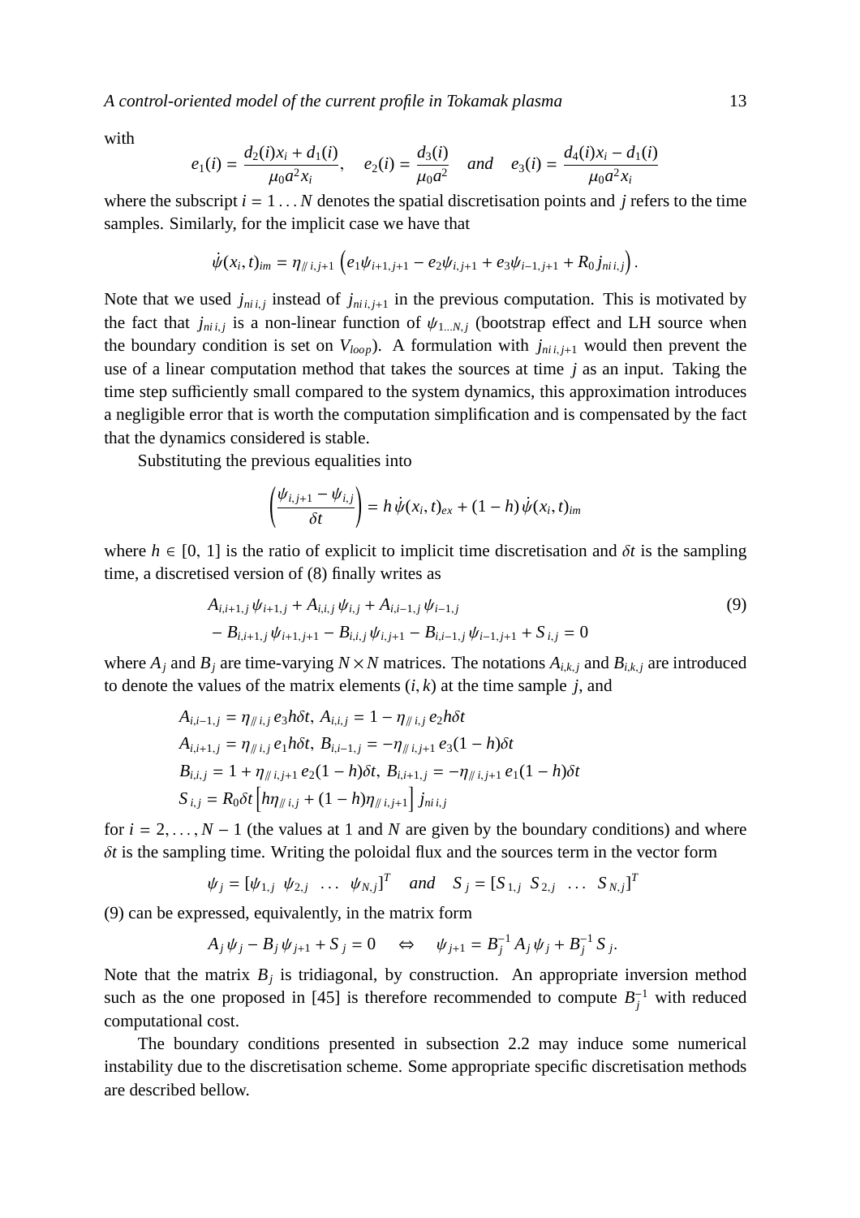with

$$e_1(i) = \frac{d_2(i)x_i + d_1(i)}{\mu_0 a^2 x_i}, \quad e_2(i) = \frac{d_3(i)}{\mu_0 a^2} \quad and \quad e_3(i) = \frac{d_4(i)x_i - d_1(i)}{\mu_0 a^2 x_i}$$

where the subscript $i = 1 \dots N$ denotes the spatial discretisation points and $j$ refers to the time samples. Similarly, for the implicit case we have that

$$\dot{\psi}(x_i, t)_{im} = \eta_{/\!/ \, i,j+1} \left( e_1 \psi_{i+1,j+1} - e_2 \psi_{i,j+1} + e_3 \psi_{i-1,j+1} + R_0 \, j_{ni \, i,j} \right).$$

Note that we used $j_{ni\, i,j}$ instead of $j_{ni\, i,j+1}$ in the previous computation. This is motivated by the fact that $j_{ni\, i,j}$ is a non-linear function of $\psi_{1 \dots N,j}$ (bootstrap effect and LH source when the boundary condition is set on $V_{loop}$). A formulation with $j_{ni\, i,j+1}$ would then prevent the use of a linear computation method that takes the sources at time $j$ as an input. Taking the time step sufficiently small compared to the system dynamics, this approximation introduces a negligible error that is worth the computation simplification and is compensated by the fact that the dynamics considered is stable.

Substituting the previous equalities into

$$\left( \frac{\psi_{i,j+1} - \psi_{i,j}}{\delta t} \right) = h \, \dot{\psi}(x_i, t)_{ex} + (1 - h) \, \dot{\psi}(x_i, t)_{im}$$

where $h \in [0, 1]$ is the ratio of explicit to implicit time discretisation and $\delta t$ is the sampling time, a discretised version of (8) finally writes as

$$\begin{aligned} &A_{i,i+1,j} \, \psi_{i+1,j} + A_{i,i,j} \, \psi_{i,j} + A_{i,i-1,j} \, \psi_{i-1,j} \\ &- B_{i,i+1,j} \, \psi_{i+1,j+1} - B_{i,i,j} \, \psi_{i,j+1} - B_{i,i-1,j} \, \psi_{i-1,j+1} + S_{\, i,j} = 0 \end{aligned} \tag{9}$$

where $A_j$ and $B_j$ are time-varying $N \times N$ matrices. The notations $A_{i,k,j}$ and $B_{i,k,j}$ are introduced to denote the values of the matrix elements $(i, k)$ at the time sample $j$, and

$$\begin{aligned} &A_{i,i-1,j} = \eta_{/\!/ \, i,j} \, e_3 h \delta t, \; A_{i,i,j} = 1 - \eta_{/\!/ \, i,j} \, e_2 h \delta t \\ &A_{i,i+1,j} = \eta_{/\!/ \, i,j} \, e_1 h \delta t, \; B_{i,i-1,j} = -\eta_{/\!/ \, i,j+1} \, e_3 (1 - h) \delta t \\ &B_{i,i,j} = 1 + \eta_{/\!/ \, i,j+1} \, e_2 (1 - h) \delta t, \; B_{i,i+1,j} = -\eta_{/\!/ \, i,j+1} \, e_1 (1 - h) \delta t \\ &S_{\, i,j} = R_0 \delta t \left[ h \eta_{/\!/ \, i,j} + (1 - h) \eta_{/\!/ \, i,j+1} \right] j_{ni \, i,j} \end{aligned}$$

for $i = 2, \dots, N - 1$ (the values at 1 and $N$ are given by the boundary conditions) and where $\delta t$ is the sampling time. Writing the poloidal flux and the sources term in the vector form

$$\psi_j = [\psi_{1,j} \;\; \psi_{2,j} \;\; \dots \;\; \psi_{N,j}]^T \quad and \quad S_{\, j} = [S_{\, 1,j} \;\; S_{\, 2,j} \;\; \dots \;\; S_{\, N,j}]^T$$

(9) can be expressed, equivalently, in the matrix form

$$A_j \, \psi_j - B_j \, \psi_{j+1} + S_{\, j} = 0 \quad \Leftrightarrow \quad \psi_{j+1} = B_j^{-1} \, A_j \, \psi_j + B_j^{-1} \, S_{\, j}.$$

Note that the matrix $B_j$ is tridiagonal, by construction. An appropriate inversion method such as the one proposed in [45] is therefore recommended to compute $B_j^{-1}$ with reduced computational cost.

The boundary conditions presented in subsection 2.2 may induce some numerical instability due to the discretisation scheme. Some appropriate specific discretisation methods are described bellow.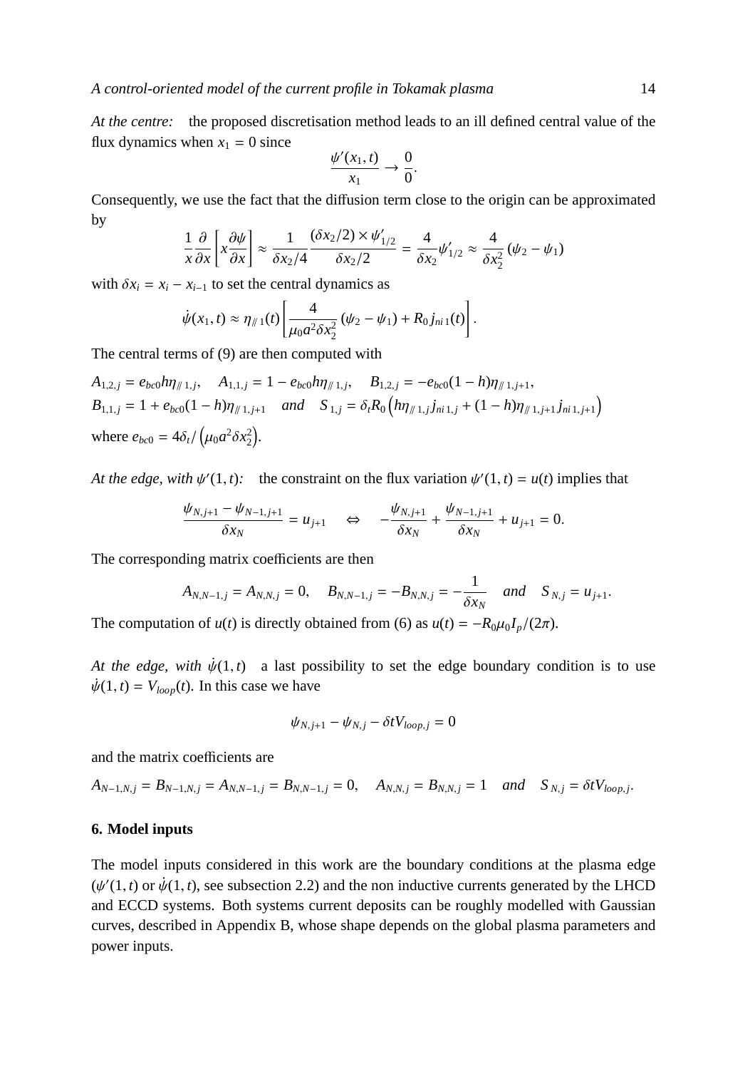*At the centre:* the proposed discretisation method leads to an ill defined central value of the flux dynamics when $x_1 = 0$ since

$$\frac{\psi'(x_1,t)}{x_1} \rightarrow \frac{0}{0}.$$

Consequently, we use the fact that the diffusion term close to the origin can be approximated by

$$\frac{1}{x}\frac{\partial}{\partial x}\left[x\frac{\partial \psi}{\partial x}\right] \approx \frac{1}{\delta x_2/4}\frac{(\delta x_2/2)\times\psi'_{1/2}}{\delta x_2/2} = \frac{4}{\delta x_2}\psi'_{1/2} \approx \frac{4}{\delta x_2^2}\left(\psi_2 - \psi_1\right)$$

with $\delta x_i = x_i - x_{i-1}$ to set the central dynamics as

$$\dot{\psi}(x_1,t) \approx \eta_{/\!/ 1}(t)\left[\frac{4}{\mu_0 a^2 \delta x_2^2}\left(\psi_2 - \psi_1\right) + R_0 j_{ni\,1}(t)\right].$$

The central terms of (9) are then computed with

$$A_{1,2,j} = e_{bc0}h\eta_{/\!/ 1,j}, \quad A_{1,1,j} = 1 - e_{bc0}h\eta_{/\!/ 1,j}, \quad B_{1,2,j} = -e_{bc0}(1-h)\eta_{/\!/ 1,j+1},$$
$$B_{1,1,j} = 1 + e_{bc0}(1-h)\eta_{/\!/ 1,j+1} \quad \textit{and} \quad S_{1,j} = \delta_t R_0\left(h\eta_{/\!/ 1,j}j_{ni\,1,j} + (1-h)\eta_{/\!/ 1,j+1}j_{ni\,1,j+1}\right)$$

where $e_{bc0} = 4\delta_t/\left(\mu_0 a^2 \delta x_2^2\right)$.

*At the edge, with $\psi'(1,t)$:* the constraint on the flux variation $\psi'(1,t) = u(t)$ implies that

$$\frac{\psi_{N,j+1} - \psi_{N-1,j+1}}{\delta x_N} = u_{j+1} \quad \Leftrightarrow \quad -\frac{\psi_{N,j+1}}{\delta x_N} + \frac{\psi_{N-1,j+1}}{\delta x_N} + u_{j+1} = 0.$$

The corresponding matrix coefficients are then

$$A_{N,N-1,j} = A_{N,N,j} = 0, \quad B_{N,N-1,j} = -B_{N,N,j} = -\frac{1}{\delta x_N} \quad \textit{and} \quad S_{N,j} = u_{j+1}.$$

The computation of $u(t)$ is directly obtained from (6) as $u(t) = -R_0\mu_0 I_p/(2\pi)$.

*At the edge, with $\dot{\psi}(1,t)$* a last possibility to set the edge boundary condition is to use $\dot{\psi}(1,t) = V_{loop}(t)$. In this case we have

$$\psi_{N,j+1} - \psi_{N,j} - \delta t V_{loop,j} = 0$$

and the matrix coefficients are

$$A_{N-1,N,j} = B_{N-1,N,j} = A_{N,N-1,j} = B_{N,N-1,j} = 0, \quad A_{N,N,j} = B_{N,N,j} = 1 \quad \textit{and} \quad S_{N,j} = \delta t V_{loop,j}.$$

## 6. Model inputs

The model inputs considered in this work are the boundary conditions at the plasma edge ($\psi'(1,t)$ or $\dot{\psi}(1,t)$, see subsection 2.2) and the non inductive currents generated by the LHCD and ECCD systems. Both systems current deposits can be roughly modelled with Gaussian curves, described in Appendix B, whose shape depends on the global plasma parameters and power inputs.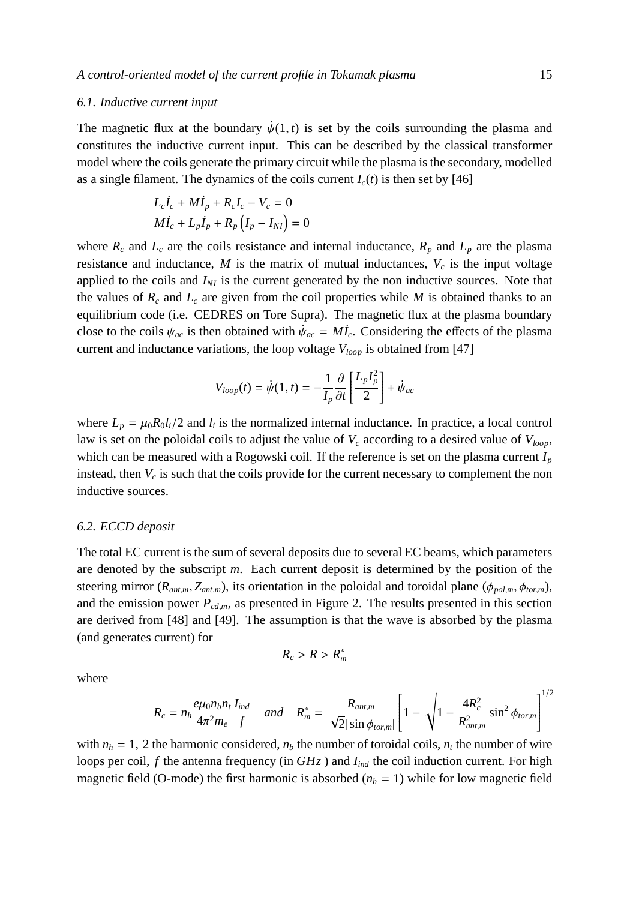### 6.1. Inductive current input

The magnetic flux at the boundary $\dot{\psi}(1,t)$ is set by the coils surrounding the plasma and constitutes the inductive current input. This can be described by the classical transformer model where the coils generate the primary circuit while the plasma is the secondary, modelled as a single filament. The dynamics of the coils current $I_c(t)$ is then set by [46]

$$
\begin{aligned}
&L_c \dot{I}_c + M \dot{I}_p + R_c I_c - V_c = 0 \\
&M \dot{I}_c + L_p \dot{I}_p + R_p \left( I_p - I_{NI} \right) = 0
\end{aligned}
$$

where $R_c$ and $L_c$ are the coils resistance and internal inductance, $R_p$ and $L_p$ are the plasma resistance and inductance, $M$ is the matrix of mutual inductances, $V_c$ is the input voltage applied to the coils and $I_{NI}$ is the current generated by the non inductive sources. Note that the values of $R_c$ and $L_c$ are given from the coil properties while $M$ is obtained thanks to an equilibrium code (i.e. CEDRES on Tore Supra). The magnetic flux at the plasma boundary close to the coils $\psi_{ac}$ is then obtained with $\dot{\psi}_{ac} = M \dot{I}_c$. Considering the effects of the plasma current and inductance variations, the loop voltage $V_{loop}$ is obtained from [47]

$$
V_{loop}(t) = \dot{\psi}(1,t) = -\frac{1}{I_p} \frac{\partial}{\partial t} \left[ \frac{L_p I_p^2}{2} \right] + \dot{\psi}_{ac}
$$

where $L_p = \mu_0 R_0 l_i / 2$ and $l_i$ is the normalized internal inductance. In practice, a local control law is set on the poloidal coils to adjust the value of $V_c$ according to a desired value of $V_{loop}$, which can be measured with a Rogowski coil. If the reference is set on the plasma current $I_p$ instead, then $V_c$ is such that the coils provide for the current necessary to complement the non inductive sources.

### 6.2. ECCD deposit

The total EC current is the sum of several deposits due to several EC beams, which parameters are denoted by the subscript $m$. Each current deposit is determined by the position of the steering mirror ($R_{ant,m}, Z_{ant,m}$), its orientation in the poloidal and toroidal plane ($\phi_{pol,m}, \phi_{tor,m}$), and the emission power $P_{cd,m}$, as presented in Figure 2. The results presented in this section are derived from [48] and [49]. The assumption is that the wave is absorbed by the plasma (and generates current) for

$$
R_c > R > R_m^*
$$

where

$$
R_c = n_h \frac{e \mu_0 n_b n_t}{4 \pi^2 m_e} \frac{I_{ind}}{f} \quad and \quad R_m^* = \frac{R_{ant,m}}{\sqrt{2} |\sin \phi_{tor,m}|} \left[ 1 - \sqrt{1 - \frac{4 R_c^2}{R_{ant,m}^2} \sin^2 \phi_{tor,m}} \right]^{1/2}
$$

with $n_h = 1,\, 2$ the harmonic considered, $n_b$ the number of toroidal coils, $n_t$ the number of wire loops per coil, $f$ the antenna frequency (in $GHz$ ) and $I_{ind}$ the coil induction current. For high magnetic field (O-mode) the first harmonic is absorbed ($n_h = 1$) while for low magnetic field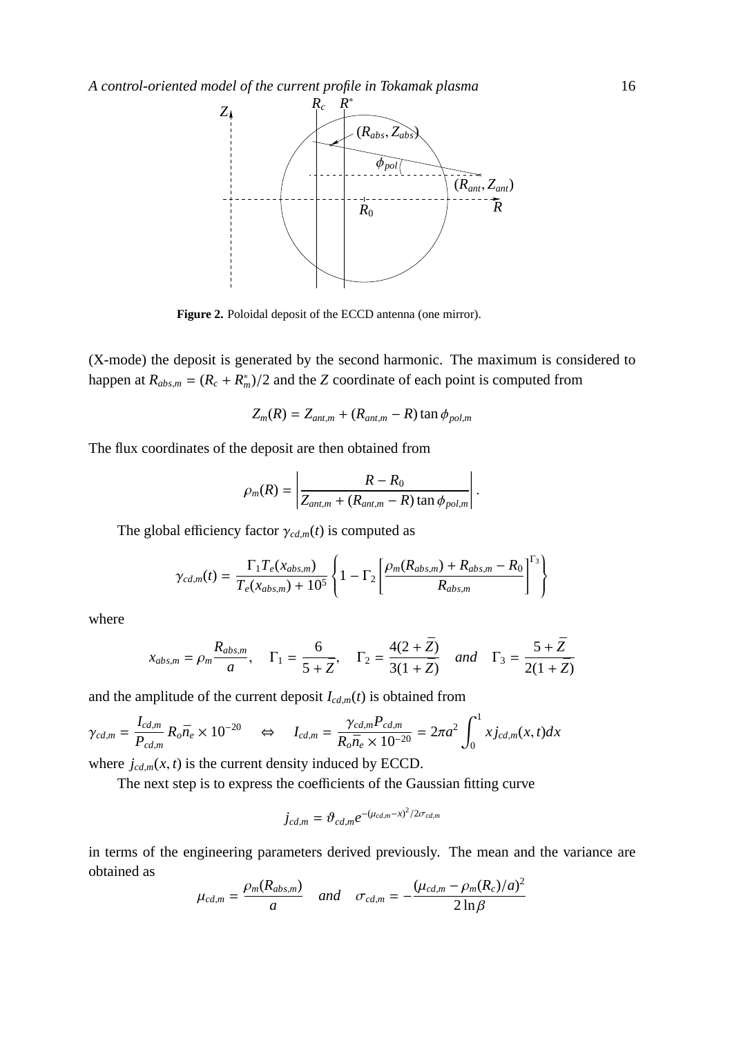**Figure 2.** Poloidal deposit of the ECCD antenna (one mirror).

(X-mode) the deposit is generated by the second harmonic. The maximum is considered to happen at $R_{abs,m} = (R_c + R_m^*)/2$ and the $Z$ coordinate of each point is computed from

$$Z_m(R) = Z_{ant,m} + (R_{ant,m} - R)\tan\phi_{pol,m}$$

The flux coordinates of the deposit are then obtained from

$$\rho_m(R) = \left| \frac{R - R_0}{Z_{ant,m} + (R_{ant,m} - R)\tan\phi_{pol,m}} \right| .$$

The global efficiency factor $\gamma_{cd,m}(t)$ is computed as

$$\gamma_{cd,m}(t) = \frac{\Gamma_1 T_e(x_{abs,m})}{T_e(x_{abs,m}) + 10^5} \left\{ 1 - \Gamma_2 \left[ \frac{\rho_m(R_{abs,m}) + R_{abs,m} - R_0}{R_{abs,m}} \right]^{\Gamma_3} \right\}$$

where

$$x_{abs,m} = \rho_m \frac{R_{abs,m}}{a}, \quad \Gamma_1 = \frac{6}{5 + \bar{Z}}, \quad \Gamma_2 = \frac{4(2 + \bar{Z})}{3(1 + Z)} \quad and \quad \Gamma_3 = \frac{5 + \bar{Z}}{2(1 + Z)}$$

and the amplitude of the current deposit $I_{cd,m}(t)$ is obtained from

$$\gamma_{cd,m} = \frac{I_{cd,m}}{P_{cd,m}} R_o \bar{n}_e \times 10^{-20} \quad \Leftrightarrow \quad I_{cd,m} = \frac{\gamma_{cd,m} P_{cd,m}}{R_o \bar{n}_e \times 10^{-20}} = 2\pi a^2 \int_0^1 x\, j_{cd,m}(x,t) dx$$

where $j_{cd,m}(x,t)$ is the current density induced by ECCD.

The next step is to express the coefficients of the Gaussian fitting curve

$$j_{cd,m} = \vartheta_{cd,m} e^{-(\mu_{cd,m} - x)^2 / 2\sigma_{cd,m}}$$

in terms of the engineering parameters derived previously. The mean and the variance are obtained as

$$\mu_{cd,m} = \frac{\rho_m(R_{abs,m})}{a} \quad and \quad \sigma_{cd,m} = -\frac{(\mu_{cd,m} - \rho_m(R_c)/a)^2}{2\ln\beta}$$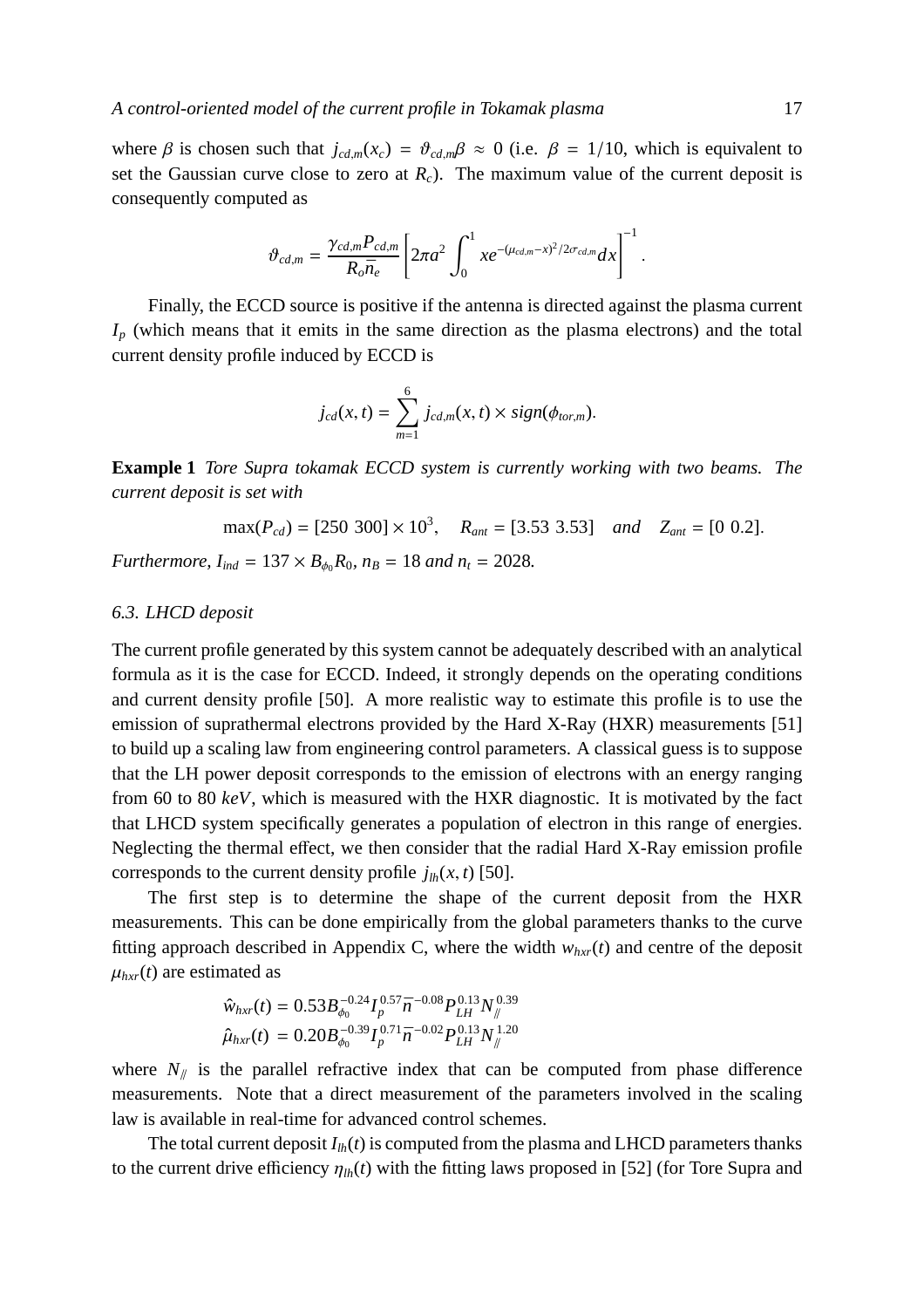where $\beta$ is chosen such that $j_{cd,m}(x_c) = \vartheta_{cd,m}\beta \approx 0$ (i.e. $\beta = 1/10$, which is equivalent to set the Gaussian curve close to zero at $R_c$). The maximum value of the current deposit is consequently computed as

$$\vartheta_{cd,m} = \frac{\gamma_{cd,m} P_{cd,m}}{R_o \bar{n}_e} \left[ 2\pi a^2 \int_0^1 x e^{-(\mu_{cd,m}-x)^2/2\sigma_{cd,m}} dx \right]^{-1}.$$

Finally, the ECCD source is positive if the antenna is directed against the plasma current $I_p$ (which means that it emits in the same direction as the plasma electrons) and the total current density profile induced by ECCD is

$$j_{cd}(x,t) = \sum_{m=1}^{6} j_{cd,m}(x,t) \times sign(\phi_{tor,m}).$$

**Example 1** *Tore Supra tokamak ECCD system is currently working with two beams. The current deposit is set with*

$$\max(P_{cd}) = [250\ 300] \times 10^3, \quad R_{ant} = [3.53\ 3.53] \quad \textit{and} \quad Z_{ant} = [0\ 0.2].$$

*Furthermore,* $I_{ind} = 137 \times B_{\phi_0} R_0$, $n_B = 18$ *and* $n_t = 2028$.

### 6.3. LHCD deposit

The current profile generated by this system cannot be adequately described with an analytical formula as it is the case for ECCD. Indeed, it strongly depends on the operating conditions and current density profile [50]. A more realistic way to estimate this profile is to use the emission of suprathermal electrons provided by the Hard X-Ray (HXR) measurements [51] to build up a scaling law from engineering control parameters. A classical guess is to suppose that the LH power deposit corresponds to the emission of electrons with an energy ranging from 60 to 80 $keV$, which is measured with the HXR diagnostic. It is motivated by the fact that LHCD system specifically generates a population of electron in this range of energies. Neglecting the thermal effect, we then consider that the radial Hard X-Ray emission profile corresponds to the current density profile $j_{lh}(x,t)$ [50].

The first step is to determine the shape of the current deposit from the HXR measurements. This can be done empirically from the global parameters thanks to the curve fitting approach described in Appendix C, where the width $w_{hxr}(t)$ and centre of the deposit $\mu_{hxr}(t)$ are estimated as

$$\hat{w}_{hxr}(t) = 0.53 B_{\phi_0}^{-0.24} I_p^{0.57} \bar{n}^{-0.08} P_{LH}^{0.13} N_{/\!/}^{0.39}$$
$$\hat{\mu}_{hxr}(t) = 0.20 B_{\phi_0}^{-0.39} I_p^{0.71} \bar{n}^{-0.02} P_{LH}^{0.13} N_{/\!/}^{1.20}$$

where $N_{/\!/}$ is the parallel refractive index that can be computed from phase difference measurements. Note that a direct measurement of the parameters involved in the scaling law is available in real-time for advanced control schemes.

The total current deposit $I_{lh}(t)$ is computed from the plasma and LHCD parameters thanks to the current drive efficiency $\eta_{lh}(t)$ with the fitting laws proposed in [52] (for Tore Supra and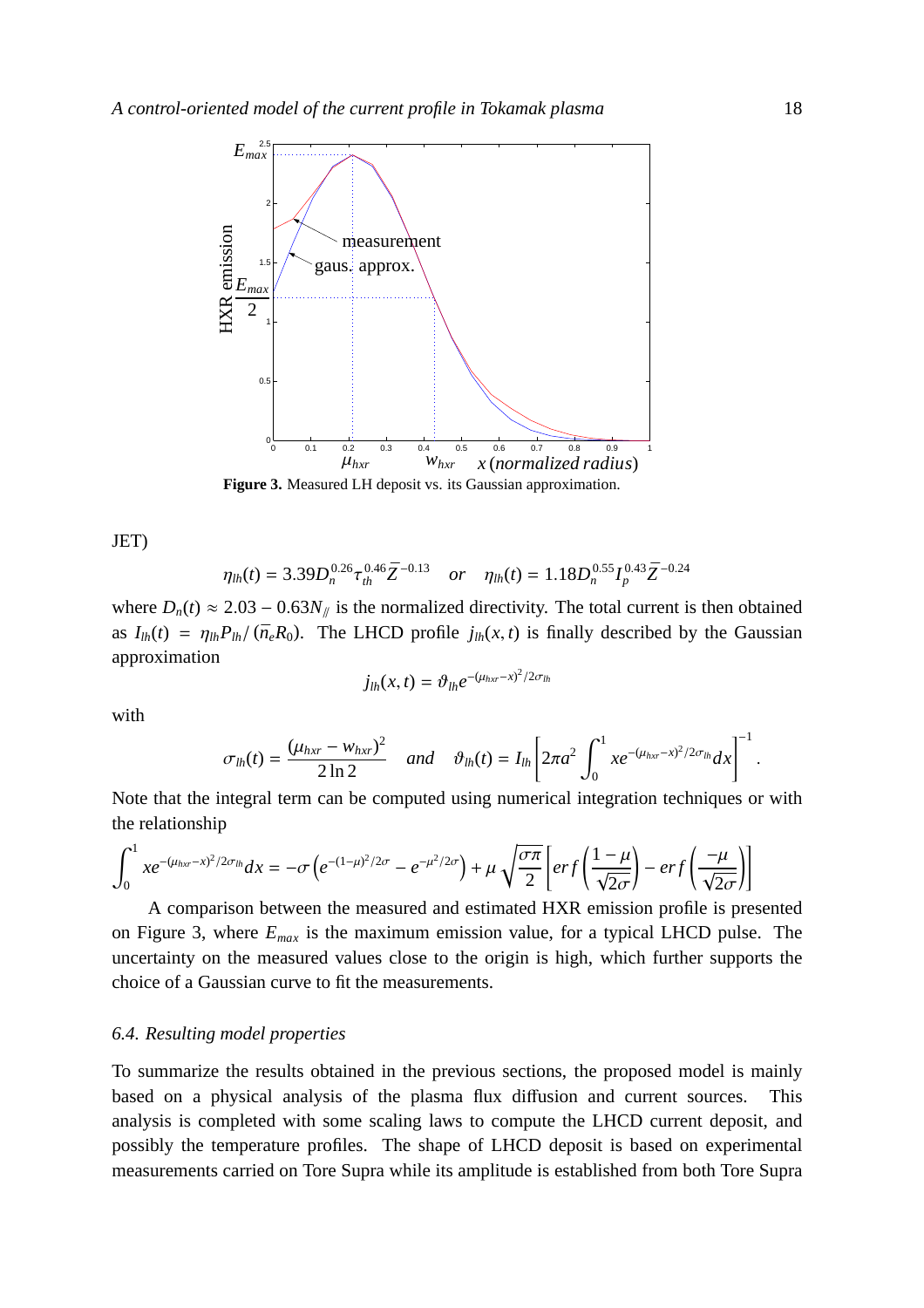Figure 3. Measured LH deposit vs. its Gaussian approximation.

JET)

$$\eta_{lh}(t) = 3.39 D_n^{0.26} \tau_{th}^{0.46} \bar{Z}^{-0.13} \quad or \quad \eta_{lh}(t) = 1.18 D_n^{0.55} I_p^{0.43} \bar{Z}^{-0.24}$$

where $D_n(t) \approx 2.03 - 0.63 N_{/\!/}$ is the normalized directivity. The total current is then obtained as $I_{lh}(t) = \eta_{lh} P_{lh} / (\bar{n}_e R_0)$. The LHCD profile $j_{lh}(x,t)$ is finally described by the Gaussian approximation

$$j_{lh}(x,t) = \vartheta_{lh} e^{-(\mu_{hxr} - x)^2 / 2\sigma_{lh}}$$

with

$$\sigma_{lh}(t) = \frac{(\mu_{hxr} - w_{hxr})^2}{2 \ln 2} \quad and \quad \vartheta_{lh}(t) = I_{lh} \left[ 2\pi a^2 \int_0^1 x e^{-(\mu_{hxr} - x)^2 / 2\sigma_{lh}} dx \right]^{-1}.$$

Note that the integral term can be computed using numerical integration techniques or with the relationship

$$\int_0^1 x e^{-(\mu_{hxr} - x)^2 / 2\sigma_{lh}} dx = -\sigma \left( e^{-(1-\mu)^2 / 2\sigma} - e^{-\mu^2 / 2\sigma} \right) + \mu \sqrt{\frac{\sigma \pi}{2}} \left[ erf \left( \frac{1 - \mu}{\sqrt{2\sigma}} \right) - erf \left( \frac{-\mu}{\sqrt{2\sigma}} \right) \right]$$

A comparison between the measured and estimated HXR emission profile is presented on Figure 3, where $E_{max}$ is the maximum emission value, for a typical LHCD pulse. The uncertainty on the measured values close to the origin is high, which further supports the choice of a Gaussian curve to fit the measurements.

### 6.4. Resulting model properties

To summarize the results obtained in the previous sections, the proposed model is mainly based on a physical analysis of the plasma flux diffusion and current sources. This analysis is completed with some scaling laws to compute the LHCD current deposit, and possibly the temperature profiles. The shape of LHCD deposit is based on experimental measurements carried on Tore Supra while its amplitude is established from both Tore Supra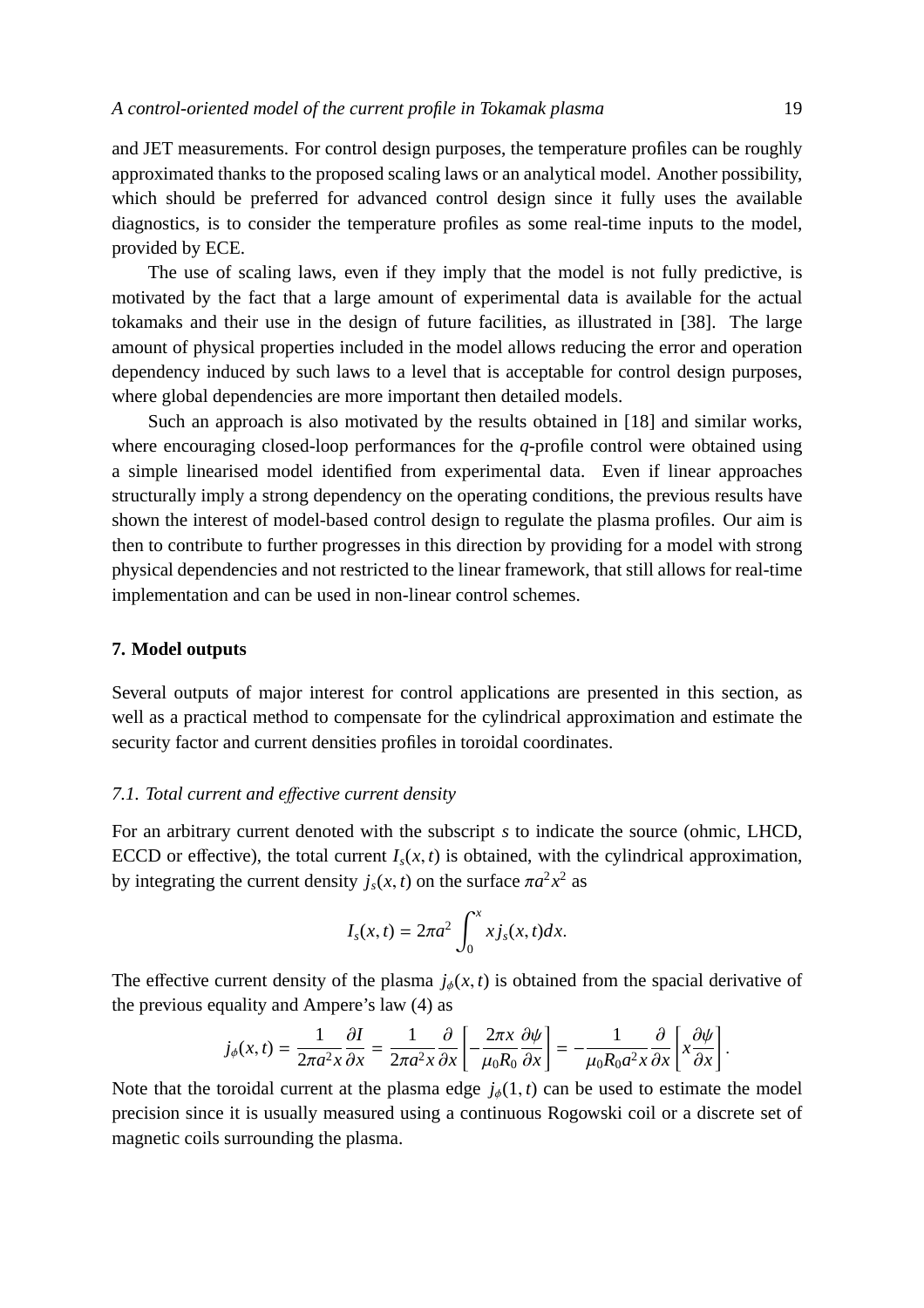and JET measurements. For control design purposes, the temperature profiles can be roughly approximated thanks to the proposed scaling laws or an analytical model. Another possibility, which should be preferred for advanced control design since it fully uses the available diagnostics, is to consider the temperature profiles as some real-time inputs to the model, provided by ECE.

The use of scaling laws, even if they imply that the model is not fully predictive, is motivated by the fact that a large amount of experimental data is available for the actual tokamaks and their use in the design of future facilities, as illustrated in [38]. The large amount of physical properties included in the model allows reducing the error and operation dependency induced by such laws to a level that is acceptable for control design purposes, where global dependencies are more important then detailed models.

Such an approach is also motivated by the results obtained in [18] and similar works, where encouraging closed-loop performances for the *q*-profile control were obtained using a simple linearised model identified from experimental data. Even if linear approaches structurally imply a strong dependency on the operating conditions, the previous results have shown the interest of model-based control design to regulate the plasma profiles. Our aim is then to contribute to further progresses in this direction by providing for a model with strong physical dependencies and not restricted to the linear framework, that still allows for real-time implementation and can be used in non-linear control schemes.

## 7. Model outputs

Several outputs of major interest for control applications are presented in this section, as well as a practical method to compensate for the cylindrical approximation and estimate the security factor and current densities profiles in toroidal coordinates.

### 7.1. Total current and effective current density

For an arbitrary current denoted with the subscript $s$ to indicate the source (ohmic, LHCD, ECCD or effective), the total current $I_s(x,t)$ is obtained, with the cylindrical approximation, by integrating the current density $j_s(x,t)$ on the surface $\pi a^2 x^2$ as

$$I_s(x,t) = 2\pi a^2 \int_0^x x\, j_s(x,t) dx.$$

The effective current density of the plasma $j_\phi(x,t)$ is obtained from the spacial derivative of the previous equality and Ampere's law (4) as

$$j_\phi(x,t) = \frac{1}{2\pi a^2 x}\frac{\partial I}{\partial x} = \frac{1}{2\pi a^2 x}\frac{\partial}{\partial x}\left[-\frac{2\pi x}{\mu_0 R_0}\frac{\partial \psi}{\partial x}\right] = -\frac{1}{\mu_0 R_0 a^2 x}\frac{\partial}{\partial x}\left[x\frac{\partial \psi}{\partial x}\right].$$

Note that the toroidal current at the plasma edge $j_\phi(1,t)$ can be used to estimate the model precision since it is usually measured using a continuous Rogowski coil or a discrete set of magnetic coils surrounding the plasma.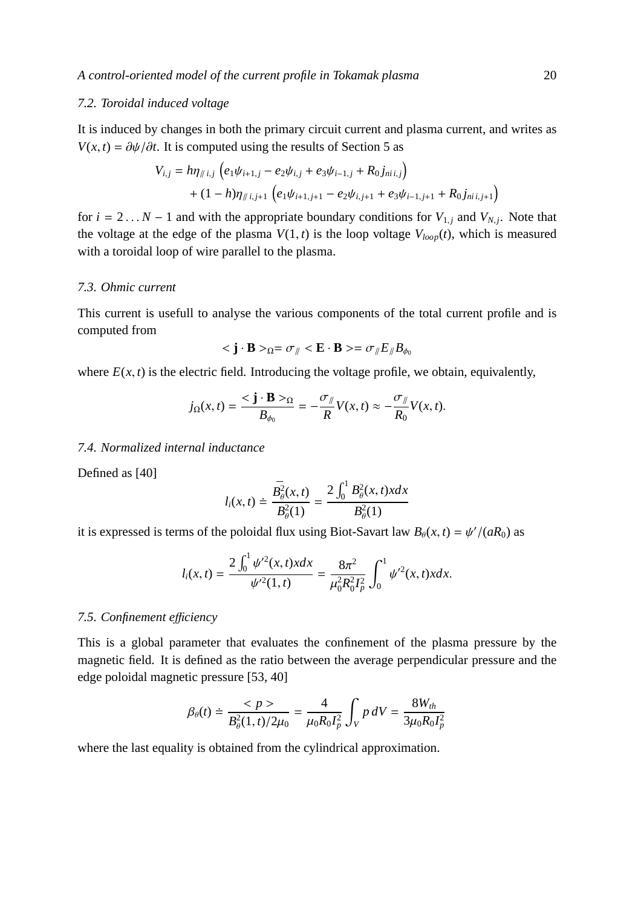### 7.2. Toroidal induced voltage

It is induced by changes in both the primary circuit current and plasma current, and writes as $V(x,t) = \partial\psi/\partial t$. It is computed using the results of Section 5 as

$$
\begin{aligned}
V_{i,j} &= h\eta_{/\!/\,i,j}\left(e_1\psi_{i+1,j} - e_2\psi_{i,j} + e_3\psi_{i-1,j} + R_0 j_{ni\,i,j}\right) \\
&\quad + (1-h)\eta_{/\!/\,i,j+1}\left(e_1\psi_{i+1,j+1} - e_2\psi_{i,j+1} + e_3\psi_{i-1,j+1} + R_0 j_{ni\,i,j+1}\right)
\end{aligned}
$$

for $i = 2\ldots N-1$ and with the appropriate boundary conditions for $V_{1,j}$ and $V_{N,j}$. Note that the voltage at the edge of the plasma $V(1,t)$ is the loop voltage $V_{loop}(t)$, which is measured with a toroidal loop of wire parallel to the plasma.

### 7.3. Ohmic current

This current is usefull to analyse the various components of the total current profile and is computed from

$$
<\mathbf{j}\cdot\mathbf{B}>_{\Omega} = \sigma_{/\!/} <\mathbf{E}\cdot\mathbf{B}> = \sigma_{/\!/} E_{/\!/} B_{\phi_0}
$$

where $E(x,t)$ is the electric field. Introducing the voltage profile, we obtain, equivalently,

$$
j_{\Omega}(x,t) = \frac{<\mathbf{j}\cdot\mathbf{B}>_{\Omega}}{B_{\phi_0}} = -\frac{\sigma_{/\!/}}{R}V(x,t) \approx -\frac{\sigma_{/\!/}}{R_0}V(x,t).
$$

### 7.4. Normalized internal inductance

Defined as [40]

$$
l_i(x,t) \doteq \frac{\overline{B_\theta^2}(x,t)}{B_\theta^2(1)} = \frac{2\int_0^1 B_\theta^2(x,t)x dx}{B_\theta^2(1)}
$$

it is expressed is terms of the poloidal flux using Biot-Savart law $B_\theta(x,t) = \psi'/(aR_0)$ as

$$
l_i(x,t) = \frac{2\int_0^1 \psi'^2(x,t)x dx}{\psi'^2(1,t)} = \frac{8\pi^2}{\mu_0^2 R_0^2 I_p^2}\int_0^1 \psi'^2(x,t)x dx.
$$

### 7.5. Confinement efficiency

This is a global parameter that evaluates the confinement of the plasma pressure by the magnetic field. It is defined as the ratio between the average perpendicular pressure and the edge poloidal magnetic pressure [53, 40]

$$
\beta_\theta(t) \doteq \frac{<p>}{B_\theta^2(1,t)/2\mu_0} = \frac{4}{\mu_0 R_0 I_p^2}\int_V p\, dV = \frac{8W_{th}}{3\mu_0 R_0 I_p^2}
$$

where the last equality is obtained from the cylindrical approximation.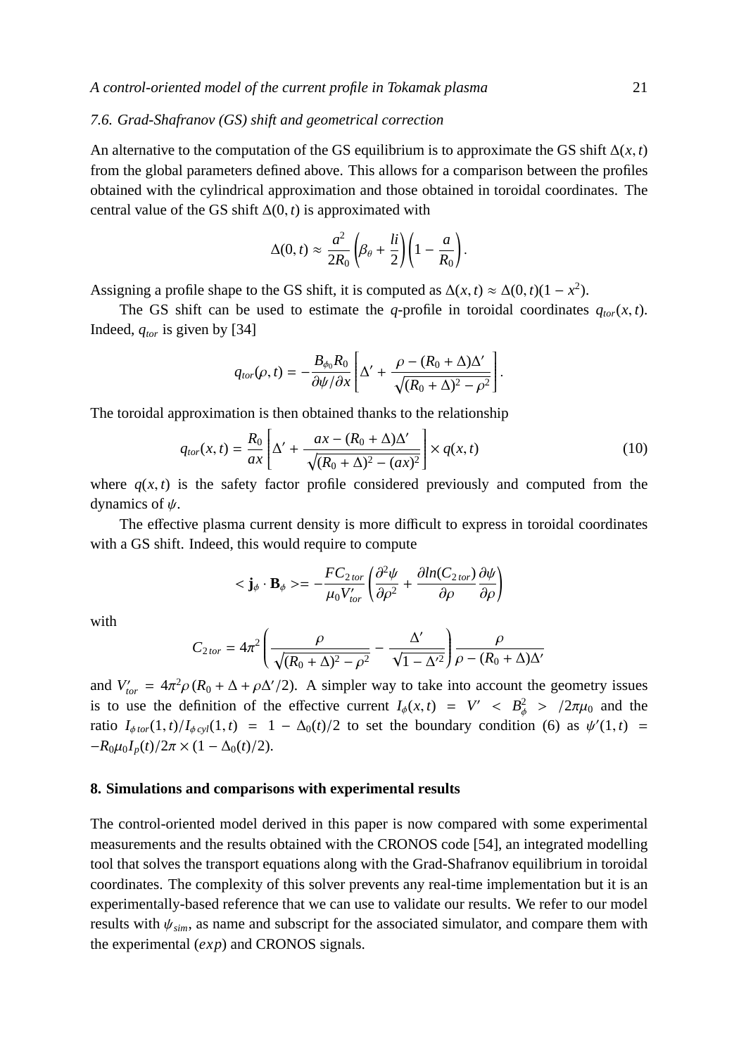### 7.6. Grad-Shafranov (GS) shift and geometrical correction

An alternative to the computation of the GS equilibrium is to approximate the GS shift $\Delta(x,t)$ from the global parameters defined above. This allows for a comparison between the profiles obtained with the cylindrical approximation and those obtained in toroidal coordinates. The central value of the GS shift $\Delta(0,t)$ is approximated with

$$\Delta(0,t) \approx \frac{a^2}{2R_0}\left(\beta_\theta + \frac{li}{2}\right)\left(1 - \frac{a}{R_0}\right).$$

Assigning a profile shape to the GS shift, it is computed as $\Delta(x,t) \approx \Delta(0,t)(1-x^2)$.

The GS shift can be used to estimate the $q$-profile in toroidal coordinates $q_{tor}(x,t)$. Indeed, $q_{tor}$ is given by [34]

$$q_{tor}(\rho,t) = -\frac{B_{\phi_0}R_0}{\partial\psi/\partial x}\left[\Delta' + \frac{\rho - (R_0+\Delta)\Delta'}{\sqrt{(R_0+\Delta)^2 - \rho^2}}\right].$$

The toroidal approximation is then obtained thanks to the relationship

$$q_{tor}(x,t) = \frac{R_0}{ax}\left[\Delta' + \frac{ax - (R_0+\Delta)\Delta'}{\sqrt{(R_0+\Delta)^2 - (ax)^2}}\right] \times q(x,t) \tag{10}$$

where $q(x,t)$ is the safety factor profile considered previously and computed from the dynamics of $\psi$.

The effective plasma current density is more difficult to express in toroidal coordinates with a GS shift. Indeed, this would require to compute

$$< \mathbf{j}_\phi \cdot \mathbf{B}_\phi >= -\frac{FC_{2\,tor}}{\mu_0 V'_{tor}}\left(\frac{\partial^2\psi}{\partial\rho^2} + \frac{\partial ln(C_{2\,tor})}{\partial\rho}\frac{\partial\psi}{\partial\rho}\right)$$

with

$$C_{2\,tor} = 4\pi^2\left(\frac{\rho}{\sqrt{(R_0+\Delta)^2-\rho^2}} - \frac{\Delta'}{\sqrt{1-\Delta'^2}}\right)\frac{\rho}{\rho - (R_0+\Delta)\Delta'}$$

and $V'_{tor} = 4\pi^2\rho\,(R_0 + \Delta + \rho\Delta'/2)$. A simpler way to take into account the geometry issues is to use the definition of the effective current $I_\phi(x,t) = V' < B_\phi^2 > /2\pi\mu_0$ and the ratio $I_{\phi\,tor}(1,t)/I_{\phi\,cyl}(1,t) = 1 - \Delta_0(t)/2$ to set the boundary condition (6) as $\psi'(1,t) = -R_0\mu_0 I_p(t)/2\pi \times (1 - \Delta_0(t)/2)$.

## 8. Simulations and comparisons with experimental results

The control-oriented model derived in this paper is now compared with some experimental measurements and the results obtained with the CRONOS code [54], an integrated modelling tool that solves the transport equations along with the Grad-Shafranov equilibrium in toroidal coordinates. The complexity of this solver prevents any real-time implementation but it is an experimentally-based reference that we can use to validate our results. We refer to our model results with $\psi_{sim}$, as name and subscript for the associated simulator, and compare them with the experimental ($exp$) and CRONOS signals.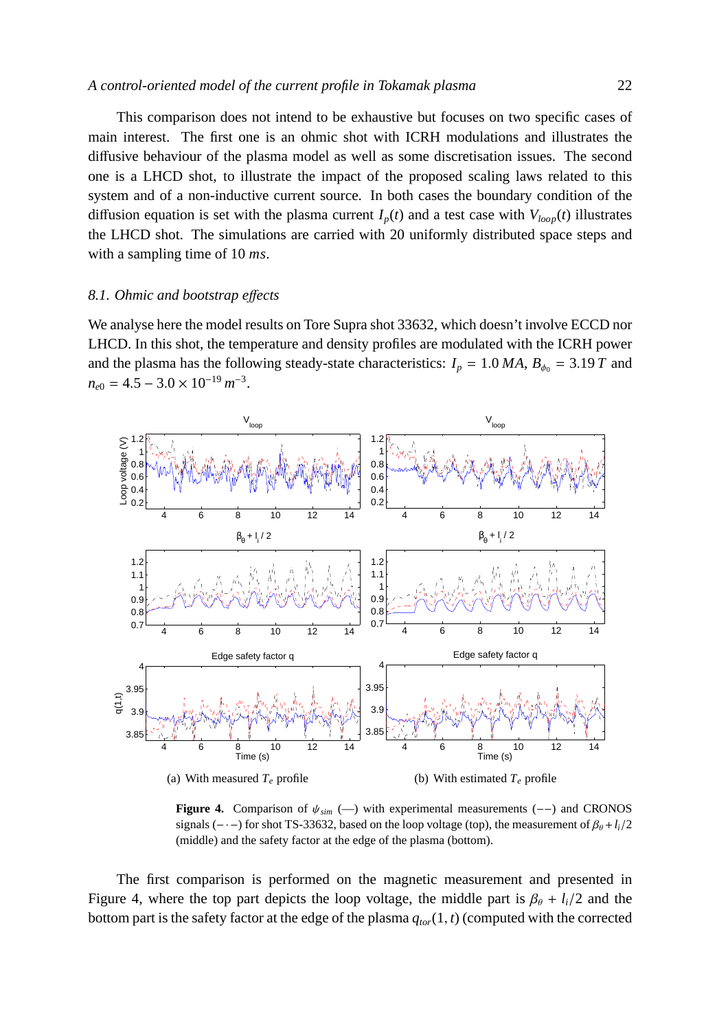This comparison does not intend to be exhaustive but focuses on two specific cases of main interest. The first one is an ohmic shot with ICRH modulations and illustrates the diffusive behaviour of the plasma model as well as some discretisation issues. The second one is a LHCD shot, to illustrate the impact of the proposed scaling laws related to this system and of a non-inductive current source. In both cases the boundary condition of the diffusion equation is set with the plasma current $I_p(t)$ and a test case with $V_{loop}(t)$ illustrates the LHCD shot. The simulations are carried with 20 uniformly distributed space steps and with a sampling time of 10 $ms$.

### 8.1. Ohmic and bootstrap effects

We analyse here the model results on Tore Supra shot 33632, which doesn't involve ECCD nor LHCD. In this shot, the temperature and density profiles are modulated with the ICRH power and the plasma has the following steady-state characteristics: $I_p = 1.0\,MA$, $B_{\phi_0} = 3.19\,T$ and $n_{e0} = 4.5 - 3.0 \times 10^{-19}\,m^{-3}$.

(a) With measured $T_e$ profile

(b) With estimated $T_e$ profile

**Figure 4.** Comparison of $\psi_{sim}$ (—) with experimental measurements (−−) and CRONOS signals (−·−) for shot TS-33632, based on the loop voltage (top), the measurement of $\beta_\theta + l_i/2$ (middle) and the safety factor at the edge of the plasma (bottom).

The first comparison is performed on the magnetic measurement and presented in Figure 4, where the top part depicts the loop voltage, the middle part is $\beta_\theta + l_i/2$ and the bottom part is the safety factor at the edge of the plasma $q_{tor}(1,t)$ (computed with the corrected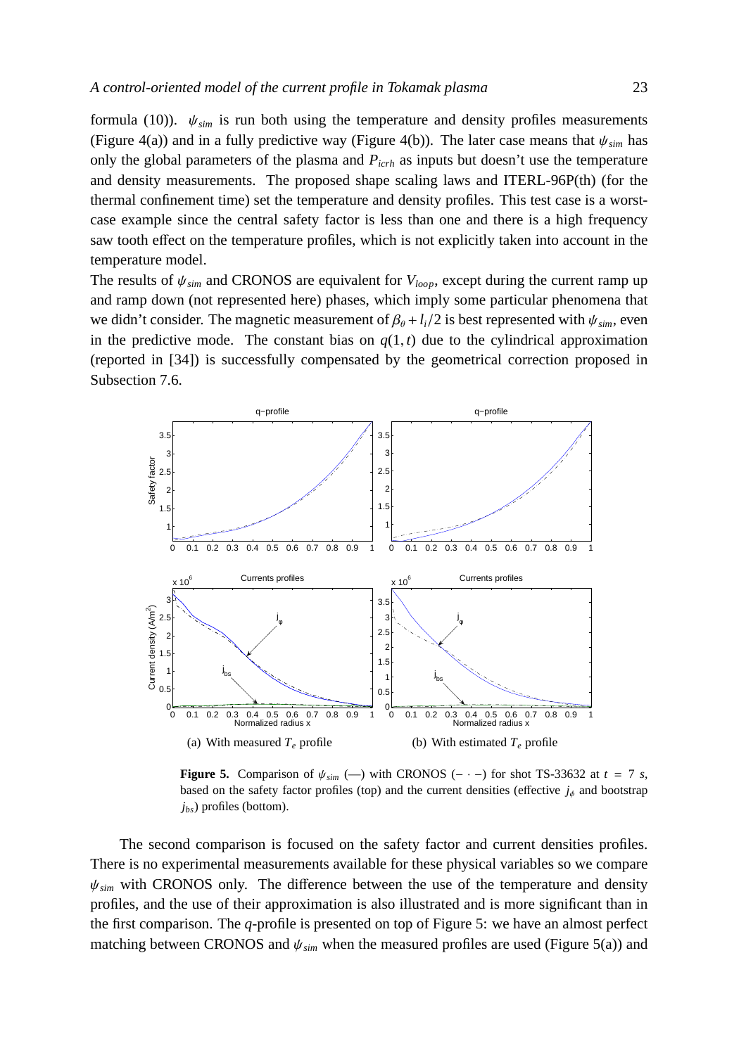formula (10)). $\psi_{sim}$ is run both using the temperature and density profiles measurements (Figure 4(a)) and in a fully predictive way (Figure 4(b)). The later case means that $\psi_{sim}$ has only the global parameters of the plasma and $P_{icrh}$ as inputs but doesn't use the temperature and density measurements. The proposed shape scaling laws and ITERL-96P(th) (for the thermal confinement time) set the temperature and density profiles. This test case is a worst-case example since the central safety factor is less than one and there is a high frequency saw tooth effect on the temperature profiles, which is not explicitly taken into account in the temperature model.

The results of $\psi_{sim}$ and CRONOS are equivalent for $V_{loop}$, except during the current ramp up and ramp down (not represented here) phases, which imply some particular phenomena that we didn't consider. The magnetic measurement of $\beta_\theta + l_i/2$ is best represented with $\psi_{sim}$, even in the predictive mode. The constant bias on $q(1,t)$ due to the cylindrical approximation (reported in [34]) is successfully compensated by the geometrical correction proposed in Subsection 7.6.

(a) With measured $T_e$ profile

(b) With estimated $T_e$ profile

**Figure 5.** Comparison of $\psi_{sim}$ (—) with CRONOS ($- \cdot -$) for shot TS-33632 at $t = 7$ $s$, based on the safety factor profiles (top) and the current densities (effective $j_\phi$ and bootstrap $j_{bs}$) profiles (bottom).

The second comparison is focused on the safety factor and current densities profiles. There is no experimental measurements available for these physical variables so we compare $\psi_{sim}$ with CRONOS only. The difference between the use of the temperature and density profiles, and the use of their approximation is also illustrated and is more significant than in the first comparison. The $q$-profile is presented on top of Figure 5: we have an almost perfect matching between CRONOS and $\psi_{sim}$ when the measured profiles are used (Figure 5(a)) and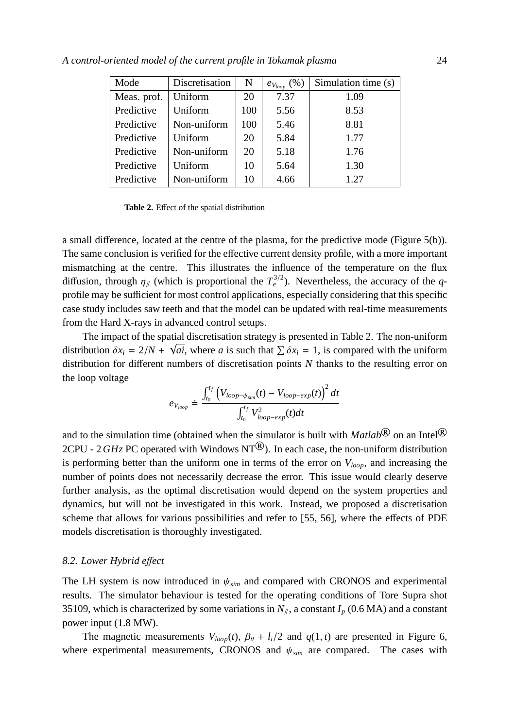| Mode | Discretisation | N | $e_{V_{loop}}$ (%) | Simulation time (s) |
|---|---|---|---|---|
| Meas. prof. | Uniform | 20 | 7.37 | 1.09 |
| Predictive | Uniform | 100 | 5.56 | 8.53 |
| Predictive | Non-uniform | 100 | 5.46 | 8.81 |
| Predictive | Uniform | 20 | 5.84 | 1.77 |
| Predictive | Non-uniform | 20 | 5.18 | 1.76 |
| Predictive | Uniform | 10 | 5.64 | 1.30 |
| Predictive | Non-uniform | 10 | 4.66 | 1.27 |

**Table 2.** Effect of the spatial distribution

a small difference, located at the centre of the plasma, for the predictive mode (Figure 5(b)). The same conclusion is verified for the effective current density profile, with a more important mismatching at the centre. This illustrates the influence of the temperature on the flux diffusion, through $\eta_{/\!/}$ (which is proportional the $T_e^{3/2}$). Nevertheless, the accuracy of the $q$-profile may be sufficient for most control applications, especially considering that this specific case study includes saw teeth and that the model can be updated with real-time measurements from the Hard X-rays in advanced control setups.

The impact of the spatial discretisation strategy is presented in Table 2. The non-uniform distribution $\delta x_i = 2/N + \sqrt{ai}$, where $a$ is such that $\sum \delta x_i = 1$, is compared with the uniform distribution for different numbers of discretisation points $N$ thanks to the resulting error on the loop voltage

$$e_{V_{loop}} \doteq \frac{\int_{t_0}^{t_f} \left(V_{loop-\psi_{sim}}(t) - V_{loop-exp}(t)\right)^2 dt}{\int_{t_0}^{t_f} V_{loop-exp}^2(t) dt}$$

and to the simulation time (obtained when the simulator is built with *Matlab*® on an Intel® 2CPU - 2 $GHz$ PC operated with Windows NT®). In each case, the non-uniform distribution is performing better than the uniform one in terms of the error on $V_{loop}$, and increasing the number of points does not necessarily decrease the error. This issue would clearly deserve further analysis, as the optimal discretisation would depend on the system properties and dynamics, but will not be investigated in this work. Instead, we proposed a discretisation scheme that allows for various possibilities and refer to [55, 56], where the effects of PDE models discretisation is thoroughly investigated.

### *8.2. Lower Hybrid effect*

The LH system is now introduced in $\psi_{sim}$ and compared with CRONOS and experimental results. The simulator behaviour is tested for the operating conditions of Tore Supra shot 35109, which is characterized by some variations in $N_{/\!/}$, a constant $I_p$ (0.6 MA) and a constant power input (1.8 MW).

The magnetic measurements $V_{loop}(t)$, $\beta_\theta + l_i/2$ and $q(1, t)$ are presented in Figure 6, where experimental measurements, CRONOS and $\psi_{sim}$ are compared. The cases with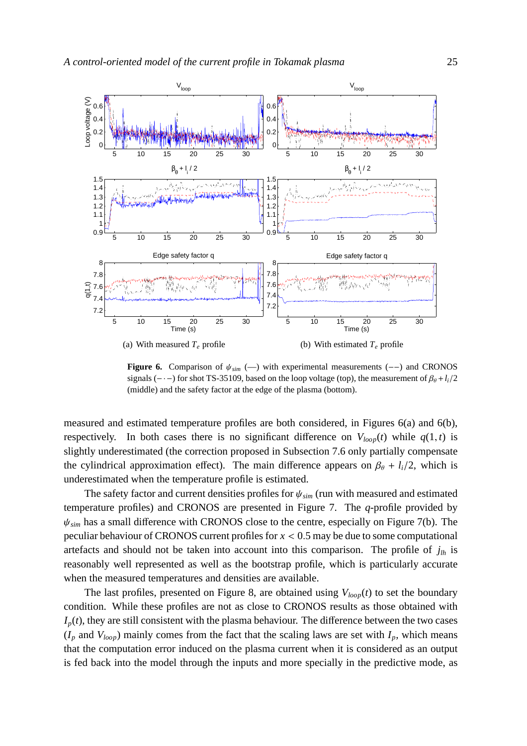(a) With measured $T_e$ profile

(b) With estimated $T_e$ profile

**Figure 6.** Comparison of $\psi_{sim}$ (—) with experimental measurements (−−) and CRONOS signals (− · −) for shot TS-35109, based on the loop voltage (top), the measurement of $\beta_\theta + l_i/2$ (middle) and the safety factor at the edge of the plasma (bottom).

measured and estimated temperature profiles are both considered, in Figures 6(a) and 6(b), respectively. In both cases there is no significant difference on $V_{loop}(t)$ while $q(1,t)$ is slightly underestimated (the correction proposed in Subsection 7.6 only partially compensate the cylindrical approximation effect). The main difference appears on $\beta_\theta + l_i/2$, which is underestimated when the temperature profile is estimated.

The safety factor and current densities profiles for $\psi_{sim}$ (run with measured and estimated temperature profiles) and CRONOS are presented in Figure 7. The $q$-profile provided by $\psi_{sim}$ has a small difference with CRONOS close to the centre, especially on Figure 7(b). The peculiar behaviour of CRONOS current profiles for $x < 0.5$ may be due to some computational artefacts and should not be taken into account into this comparison. The profile of $j_{lh}$ is reasonably well represented as well as the bootstrap profile, which is particularly accurate when the measured temperatures and densities are available.

The last profiles, presented on Figure 8, are obtained using $V_{loop}(t)$ to set the boundary condition. While these profiles are not as close to CRONOS results as those obtained with $I_p(t)$, they are still consistent with the plasma behaviour. The difference between the two cases ($I_p$ and $V_{loop}$) mainly comes from the fact that the scaling laws are set with $I_p$, which means that the computation error induced on the plasma current when it is considered as an output is fed back into the model through the inputs and more specially in the predictive mode, as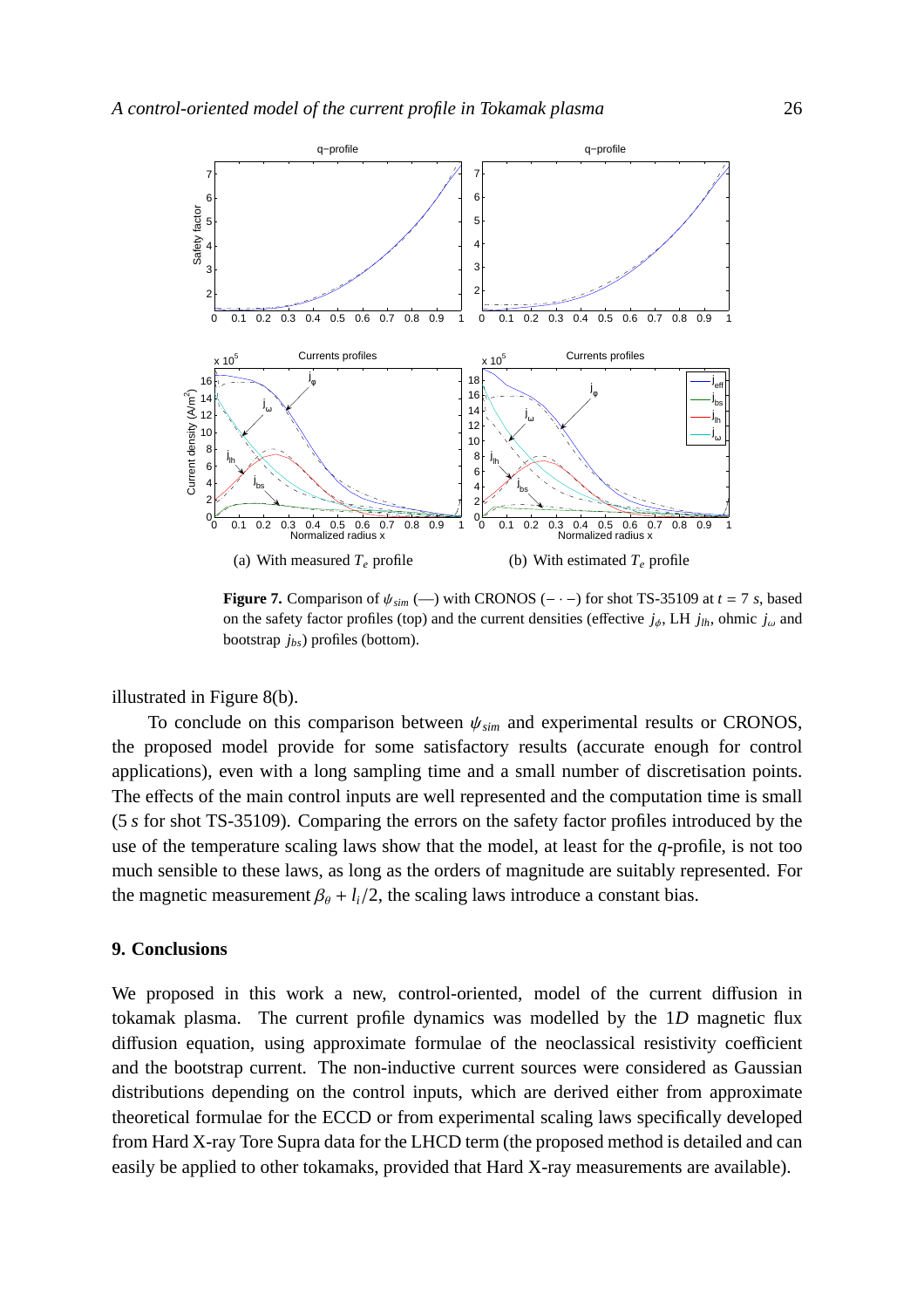(a) With measured $T_e$ profile

(b) With estimated $T_e$ profile

**Figure 7.** Comparison of $\psi_{sim}$ (—) with CRONOS ($- \cdot -$) for shot TS-35109 at $t = 7$ $s$, based on the safety factor profiles (top) and the current densities (effective $j_\phi$, LH $j_{lh}$, ohmic $j_\omega$ and bootstrap $j_{bs}$) profiles (bottom).

illustrated in Figure 8(b).

To conclude on this comparison between $\psi_{sim}$ and experimental results or CRONOS, the proposed model provide for some satisfactory results (accurate enough for control applications), even with a long sampling time and a small number of discretisation points. The effects of the main control inputs are well represented and the computation time is small (5 $s$ for shot TS-35109). Comparing the errors on the safety factor profiles introduced by the use of the temperature scaling laws show that the model, at least for the $q$-profile, is not too much sensible to these laws, as long as the orders of magnitude are suitably represented. For the magnetic measurement $\beta_\theta + l_i/2$, the scaling laws introduce a constant bias.

## 9. Conclusions

We proposed in this work a new, control-oriented, model of the current diffusion in tokamak plasma. The current profile dynamics was modelled by the 1$D$ magnetic flux diffusion equation, using approximate formulae of the neoclassical resistivity coefficient and the bootstrap current. The non-inductive current sources were considered as Gaussian distributions depending on the control inputs, which are derived either from approximate theoretical formulae for the ECCD or from experimental scaling laws specifically developed from Hard X-ray Tore Supra data for the LHCD term (the proposed method is detailed and can easily be applied to other tokamaks, provided that Hard X-ray measurements are available).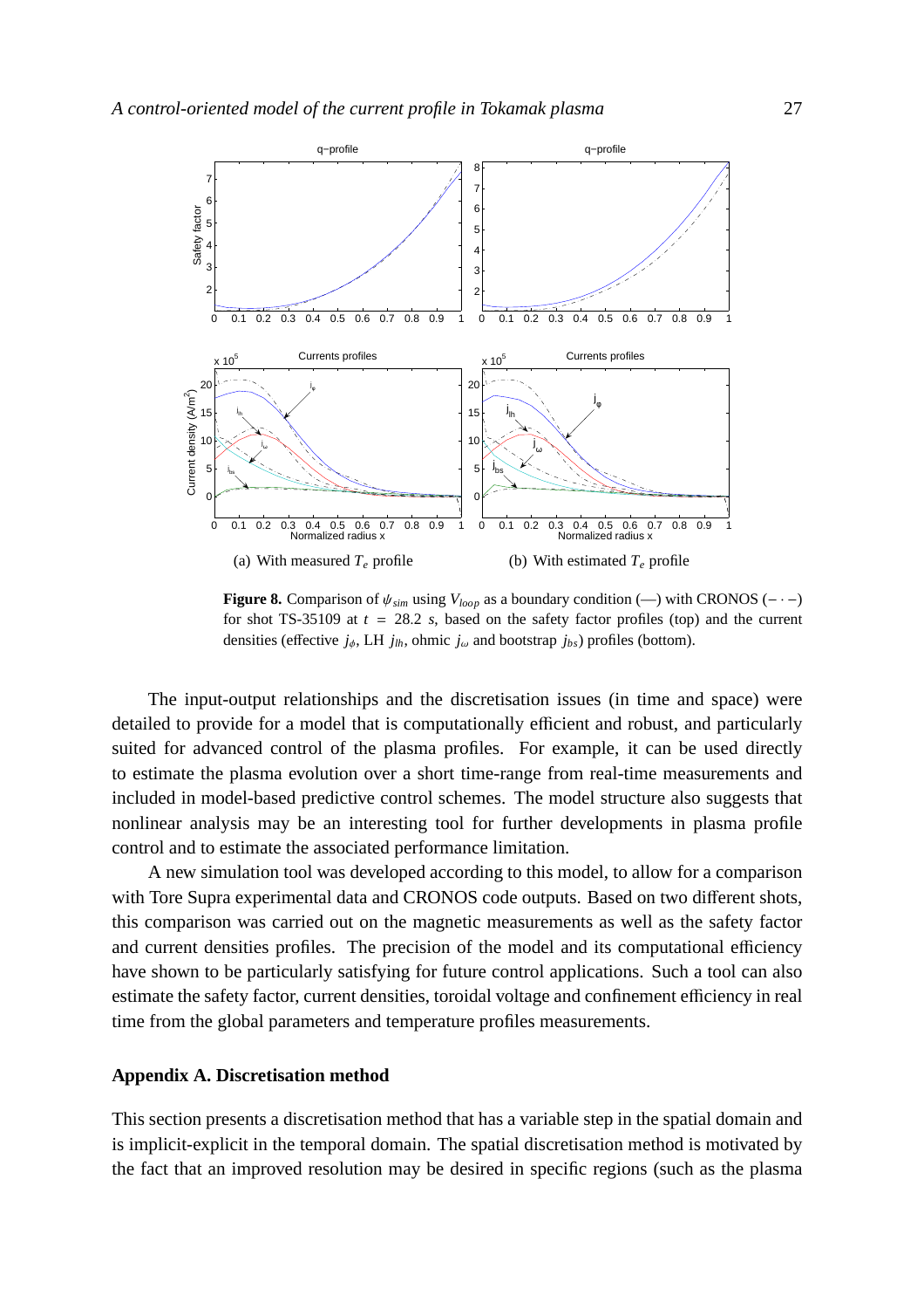(a) With measured $T_e$ profile

(b) With estimated $T_e$ profile

**Figure 8.** Comparison of $\psi_{sim}$ using $V_{loop}$ as a boundary condition (—) with CRONOS ($-\cdot-$) for shot TS-35109 at $t = 28.2$ $s$, based on the safety factor profiles (top) and the current densities (effective $j_\phi$, LH $j_{lh}$, ohmic $j_\omega$ and bootstrap $j_{bs}$) profiles (bottom).

The input-output relationships and the discretisation issues (in time and space) were detailed to provide for a model that is computationally efficient and robust, and particularly suited for advanced control of the plasma profiles. For example, it can be used directly to estimate the plasma evolution over a short time-range from real-time measurements and included in model-based predictive control schemes. The model structure also suggests that nonlinear analysis may be an interesting tool for further developments in plasma profile control and to estimate the associated performance limitation.

A new simulation tool was developed according to this model, to allow for a comparison with Tore Supra experimental data and CRONOS code outputs. Based on two different shots, this comparison was carried out on the magnetic measurements as well as the safety factor and current densities profiles. The precision of the model and its computational efficiency have shown to be particularly satisfying for future control applications. Such a tool can also estimate the safety factor, current densities, toroidal voltage and confinement efficiency in real time from the global parameters and temperature profiles measurements.

## Appendix A. Discretisation method

This section presents a discretisation method that has a variable step in the spatial domain and is implicit-explicit in the temporal domain. The spatial discretisation method is motivated by the fact that an improved resolution may be desired in specific regions (such as the plasma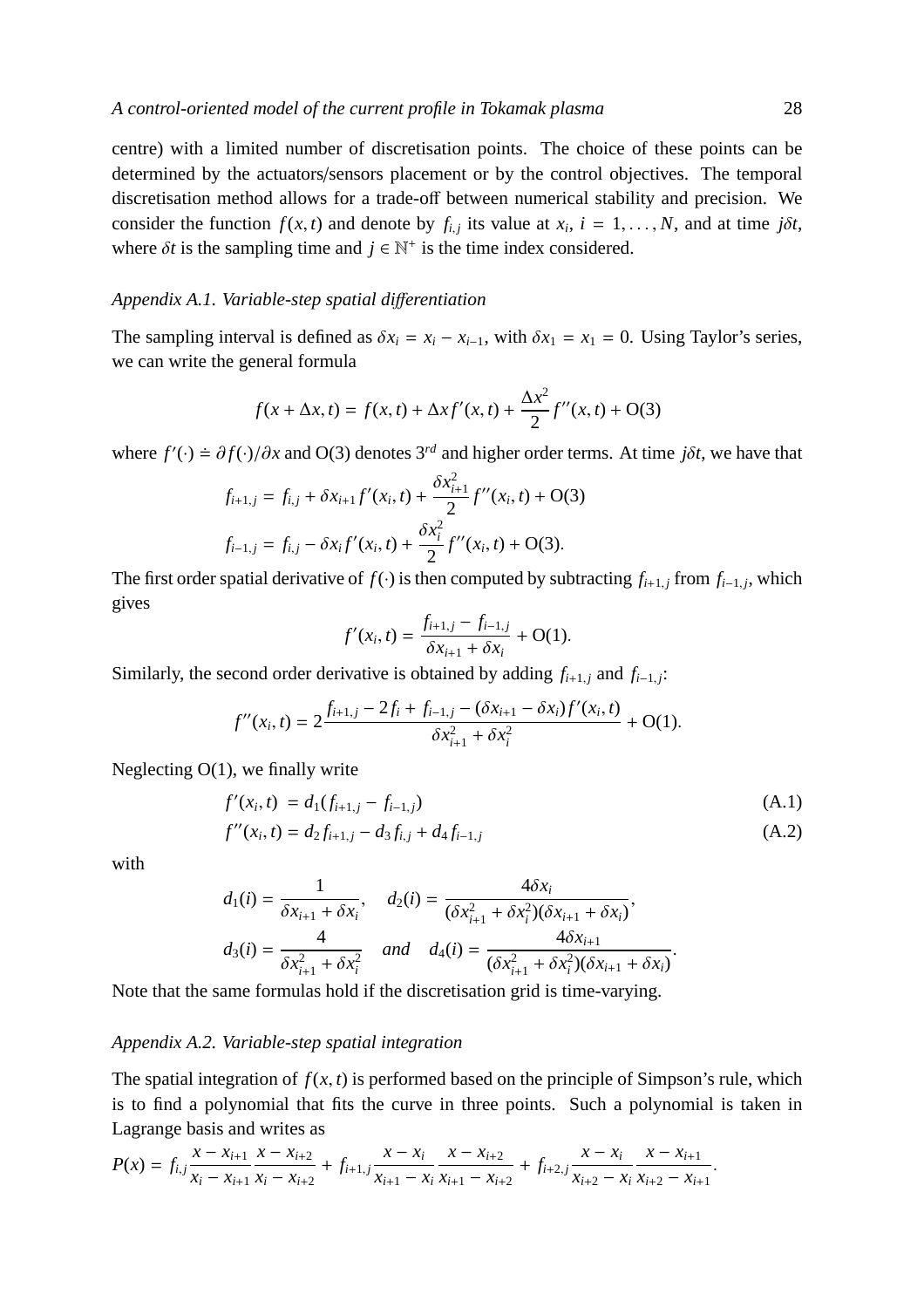centre) with a limited number of discretisation points. The choice of these points can be determined by the actuators/sensors placement or by the control objectives. The temporal discretisation method allows for a trade-off between numerical stability and precision. We consider the function $f(x,t)$ and denote by $f_{i,j}$ its value at $x_i$, $i = 1, \ldots, N$, and at time $j\delta t$, where $\delta t$ is the sampling time and $j \in \mathbb{N}^+$ is the time index considered.

### Appendix A.1. Variable-step spatial differentiation

The sampling interval is defined as $\delta x_i = x_i - x_{i-1}$, with $\delta x_1 = x_1 = 0$. Using Taylor's series, we can write the general formula

$$f(x + \Delta x, t) = f(x,t) + \Delta x f'(x,t) + \frac{\Delta x^2}{2} f''(x,t) + \mathrm{O}(3)$$

where $f'(\cdot) \doteq \partial f(\cdot)/\partial x$ and O(3) denotes $3^{rd}$ and higher order terms. At time $j\delta t$, we have that

$$f_{i+1,j} = f_{i,j} + \delta x_{i+1} f'(x_i,t) + \frac{\delta x_{i+1}^2}{2} f''(x_i,t) + \mathrm{O}(3)$$
$$f_{i-1,j} = f_{i,j} - \delta x_i f'(x_i,t) + \frac{\delta x_i^2}{2} f''(x_i,t) + \mathrm{O}(3).$$

The first order spatial derivative of $f(\cdot)$ is then computed by subtracting $f_{i+1,j}$ from $f_{i-1,j}$, which gives

$$f'(x_i,t) = \frac{f_{i+1,j} - f_{i-1,j}}{\delta x_{i+1} + \delta x_i} + \mathrm{O}(1).$$

Similarly, the second order derivative is obtained by adding $f_{i+1,j}$ and $f_{i-1,j}$:

$$f''(x_i,t) = 2\frac{f_{i+1,j} - 2f_i + f_{i-1,j} - (\delta x_{i+1} - \delta x_i) f'(x_i,t)}{\delta x_{i+1}^2 + \delta x_i^2} + \mathrm{O}(1).$$

Neglecting O(1), we finally write

$$f'(x_i,t) = d_1(f_{i+1,j} - f_{i-1,j}) \tag{A.1}$$
$$f''(x_i,t) = d_2 f_{i+1,j} - d_3 f_{i,j} + d_4 f_{i-1,j} \tag{A.2}$$

with

$$d_1(i) = \frac{1}{\delta x_{i+1} + \delta x_i}, \quad d_2(i) = \frac{4\delta x_i}{(\delta x_{i+1}^2 + \delta x_i^2)(\delta x_{i+1} + \delta x_i)},$$
$$d_3(i) = \frac{4}{\delta x_{i+1}^2 + \delta x_i^2} \quad \textit{and} \quad d_4(i) = \frac{4\delta x_{i+1}}{(\delta x_{i+1}^2 + \delta x_i^2)(\delta x_{i+1} + \delta x_i)}.$$

Note that the same formulas hold if the discretisation grid is time-varying.

### Appendix A.2. Variable-step spatial integration

The spatial integration of $f(x,t)$ is performed based on the principle of Simpson's rule, which is to find a polynomial that fits the curve in three points. Such a polynomial is taken in Lagrange basis and writes as

$$P(x) = f_{i,j}\frac{x - x_{i+1}}{x_i - x_{i+1}}\frac{x - x_{i+2}}{x_i - x_{i+2}} + f_{i+1,j}\frac{x - x_i}{x_{i+1} - x_i}\frac{x - x_{i+2}}{x_{i+1} - x_{i+2}} + f_{i+2,j}\frac{x - x_i}{x_{i+2} - x_i}\frac{x - x_{i+1}}{x_{i+2} - x_{i+1}}.$$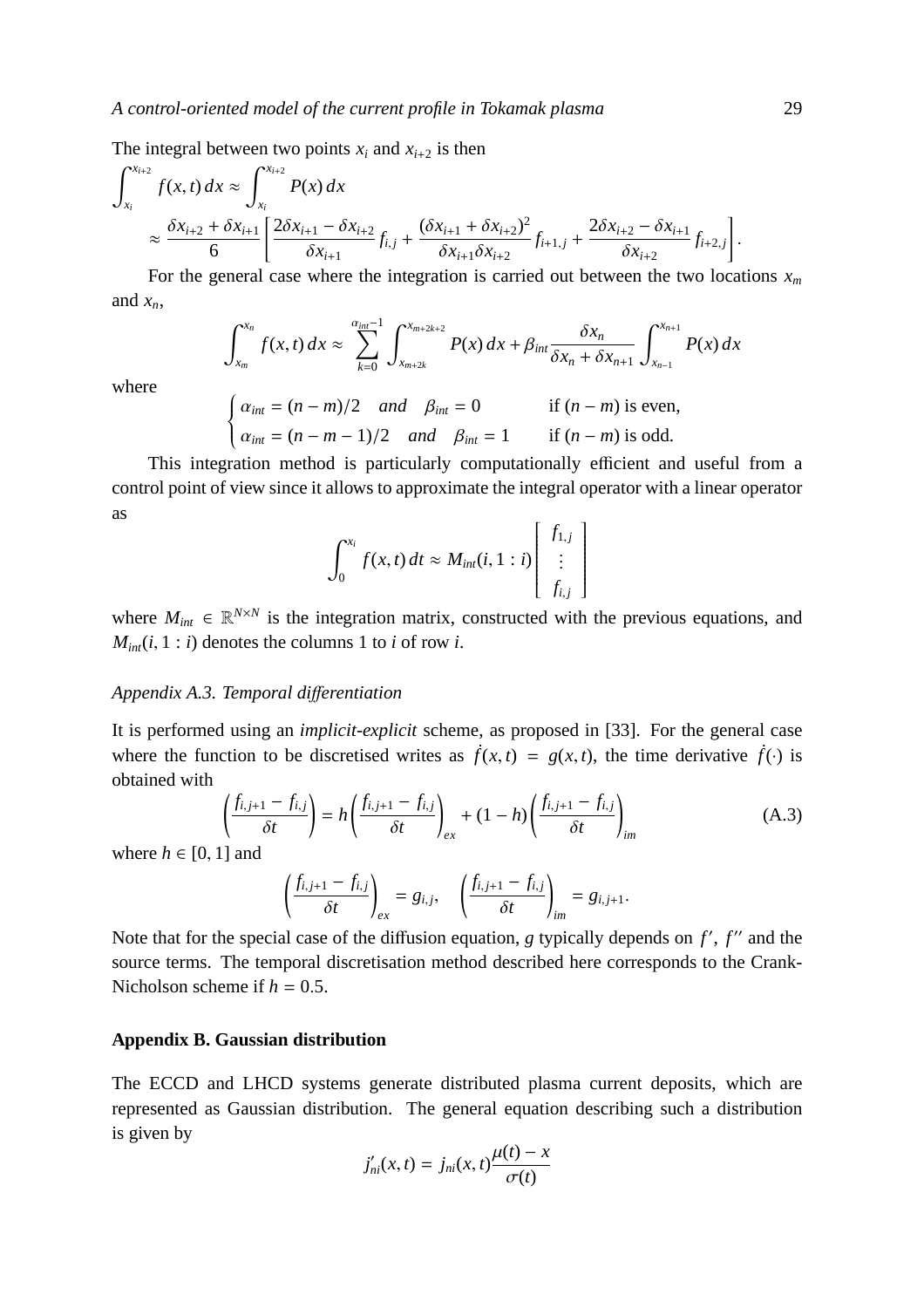The integral between two points $x_i$ and $x_{i+2}$ is then

$$
\begin{aligned}
\int_{x_i}^{x_{i+2}} f(x,t)\,dx &\approx \int_{x_i}^{x_{i+2}} P(x)\,dx \\
&\approx \frac{\delta x_{i+2} + \delta x_{i+1}}{6} \left[ \frac{2\delta x_{i+1} - \delta x_{i+2}}{\delta x_{i+1}} f_{i,j} + \frac{(\delta x_{i+1} + \delta x_{i+2})^2}{\delta x_{i+1}\delta x_{i+2}} f_{i+1,j} + \frac{2\delta x_{i+2} - \delta x_{i+1}}{\delta x_{i+2}} f_{i+2,j} \right].
\end{aligned}
$$

For the general case where the integration is carried out between the two locations $x_m$ and $x_n$,

$$
\int_{x_m}^{x_n} f(x,t)\,dx \approx \sum_{k=0}^{\alpha_{int}-1} \int_{x_{m+2k}}^{x_{m+2k+2}} P(x)\,dx + \beta_{int} \frac{\delta x_n}{\delta x_n + \delta x_{n+1}} \int_{x_{n-1}}^{x_{n+1}} P(x)\,dx
$$

where

$$
\begin{cases}
\alpha_{int} = (n-m)/2 \quad \textit{and} \quad \beta_{int} = 0 & \text{if } (n-m) \text{ is even,} \\
\alpha_{int} = (n-m-1)/2 \quad \textit{and} \quad \beta_{int} = 1 & \text{if } (n-m) \text{ is odd.}
\end{cases}
$$

This integration method is particularly computationally efficient and useful from a control point of view since it allows to approximate the integral operator with a linear operator as

$$
\int_0^{x_i} f(x,t)\,dt \approx M_{int}(i, 1:i) \begin{bmatrix} f_{1,j} \\ \vdots \\ f_{i,j} \end{bmatrix}
$$

where $M_{int} \in \mathbb{R}^{N\times N}$ is the integration matrix, constructed with the previous equations, and $M_{int}(i, 1:i)$ denotes the columns 1 to $i$ of row $i$.

### *Appendix A.3. Temporal differentiation*

It is performed using an *implicit-explicit* scheme, as proposed in [33]. For the general case where the function to be discretised writes as $\dot{f}(x,t) = g(x,t)$, the time derivative $\dot{f}(\cdot)$ is obtained with

$$
\left( \frac{f_{i,j+1} - f_{i,j}}{\delta t} \right) = h \left( \frac{f_{i,j+1} - f_{i,j}}{\delta t} \right)_{ex} + (1-h) \left( \frac{f_{i,j+1} - f_{i,j}}{\delta t} \right)_{im} \tag{A.3}
$$

where $h \in [0,1]$ and

$$
\left( \frac{f_{i,j+1} - f_{i,j}}{\delta t} \right)_{ex} = g_{i,j}, \quad \left( \frac{f_{i,j+1} - f_{i,j}}{\delta t} \right)_{im} = g_{i,j+1}.
$$

Note that for the special case of the diffusion equation, $g$ typically depends on $f'$, $f''$ and the source terms. The temporal discretisation method described here corresponds to the Crank-Nicholson scheme if $h = 0.5$.

## Appendix B. Gaussian distribution

The ECCD and LHCD systems generate distributed plasma current deposits, which are represented as Gaussian distribution. The general equation describing such a distribution is given by

$$
j'_{ni}(x,t) = j_{ni}(x,t) \frac{\mu(t) - x}{\sigma(t)}
$$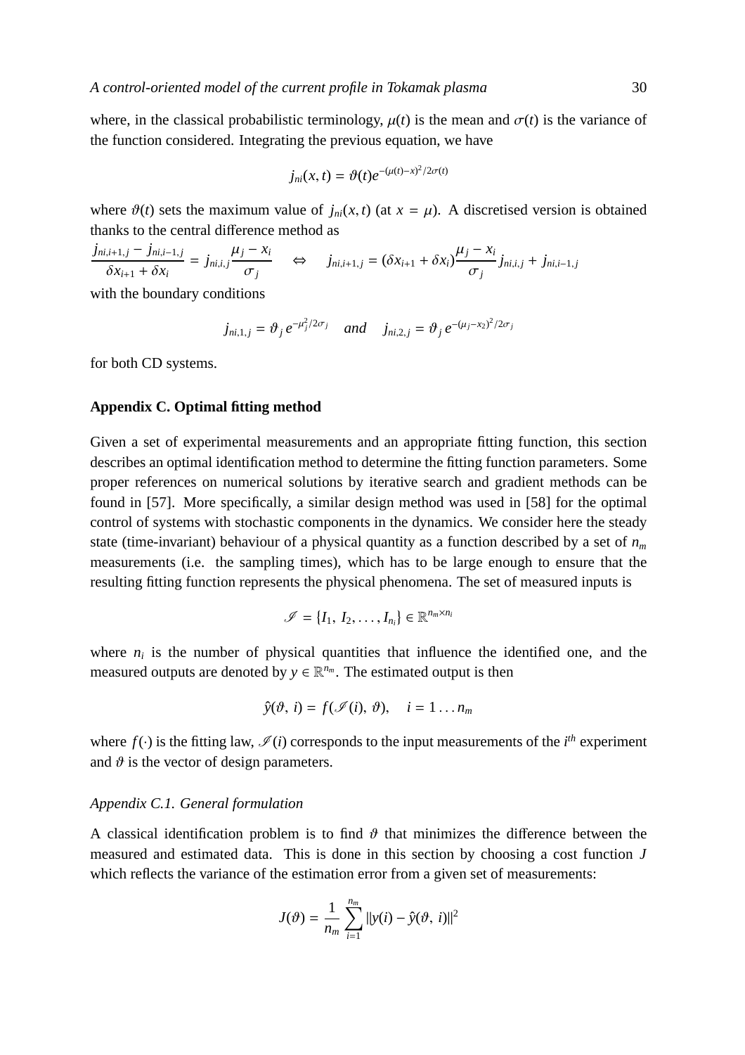where, in the classical probabilistic terminology, $\mu(t)$ is the mean and $\sigma(t)$ is the variance of the function considered. Integrating the previous equation, we have

$$j_{ni}(x,t) = \vartheta(t) e^{-(\mu(t)-x)^2/2\sigma(t)}$$

where $\vartheta(t)$ sets the maximum value of $j_{ni}(x,t)$ (at $x = \mu$). A discretised version is obtained thanks to the central difference method as

$$\frac{j_{ni,i+1,j} - j_{ni,i-1,j}}{\delta x_{i+1} + \delta x_i} = j_{ni,i,j} \frac{\mu_j - x_i}{\sigma_j} \quad \Leftrightarrow \quad j_{ni,i+1,j} = (\delta x_{i+1} + \delta x_i) \frac{\mu_j - x_i}{\sigma_j} j_{ni,i,j} + j_{ni,i-1,j}$$

with the boundary conditions

$$j_{ni,1,j} = \vartheta_j \, e^{-\mu_j^2/2\sigma_j} \quad and \quad j_{ni,2,j} = \vartheta_j \, e^{-(\mu_j - x_2)^2/2\sigma_j}$$

for both CD systems.

## Appendix C. Optimal fitting method

Given a set of experimental measurements and an appropriate fitting function, this section describes an optimal identification method to determine the fitting function parameters. Some proper references on numerical solutions by iterative search and gradient methods can be found in [57]. More specifically, a similar design method was used in [58] for the optimal control of systems with stochastic components in the dynamics. We consider here the steady state (time-invariant) behaviour of a physical quantity as a function described by a set of $n_m$ measurements (i.e. the sampling times), which has to be large enough to ensure that the resulting fitting function represents the physical phenomena. The set of measured inputs is

$$\mathscr{I} = \{I_1, \, I_2, \ldots, I_{n_i}\} \in \mathbb{R}^{n_m \times n_i}$$

where $n_i$ is the number of physical quantities that influence the identified one, and the measured outputs are denoted by $y \in \mathbb{R}^{n_m}$. The estimated output is then

$$\hat{y}(\vartheta, \, i) = f(\mathscr{I}(i), \, \vartheta), \quad i = 1 \ldots n_m$$

where $f(\cdot)$ is the fitting law, $\mathscr{I}(i)$ corresponds to the input measurements of the $i^{th}$ experiment and $\vartheta$ is the vector of design parameters.

### *Appendix C.1. General formulation*

A classical identification problem is to find $\vartheta$ that minimizes the difference between the measured and estimated data. This is done in this section by choosing a cost function $J$ which reflects the variance of the estimation error from a given set of measurements:

$$J(\vartheta) = \frac{1}{n_m} \sum_{i=1}^{n_m} \|y(i) - \hat{y}(\vartheta, \, i)\|^2$$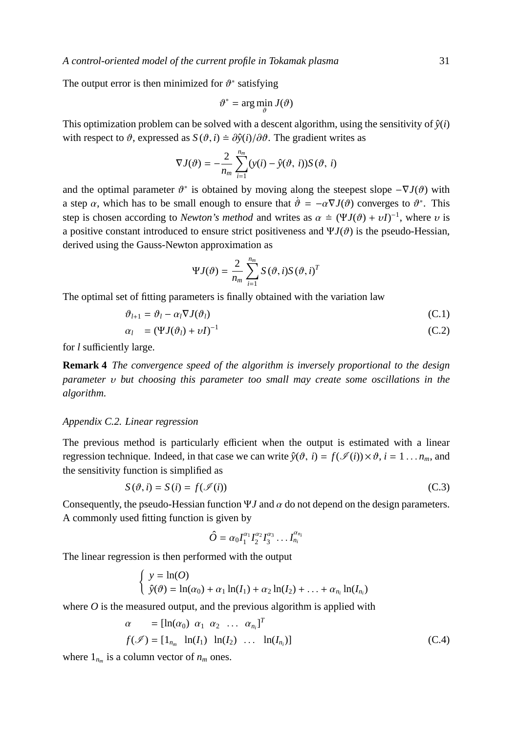The output error is then minimized for $\vartheta^*$ satisfying

$$\vartheta^* = \arg\min_{\vartheta} J(\vartheta)$$

This optimization problem can be solved with a descent algorithm, using the sensitivity of $\hat{y}(i)$ with respect to $\vartheta$, expressed as $S(\vartheta, i) \doteq \partial\hat{y}(i)/\partial\vartheta$. The gradient writes as

$$\nabla J(\vartheta) = -\frac{2}{n_m}\sum_{i=1}^{n_m}(y(i) - \hat{y}(\vartheta,\ i))S(\vartheta,\ i)$$

and the optimal parameter $\vartheta^*$ is obtained by moving along the steepest slope $-\nabla J(\vartheta)$ with a step $\alpha$, which has to be small enough to ensure that $\dot{\vartheta} = -\alpha\nabla J(\vartheta)$ converges to $\vartheta^*$. This step is chosen according to *Newton's method* and writes as $\alpha \doteq (\Psi J(\vartheta) + \upsilon I)^{-1}$, where $\upsilon$ is a positive constant introduced to ensure strict positiveness and $\Psi J(\vartheta)$ is the pseudo-Hessian, derived using the Gauss-Newton approximation as

$$\Psi J(\vartheta) = \frac{2}{n_m}\sum_{i=1}^{n_m} S(\vartheta, i)S(\vartheta, i)^T$$

The optimal set of fitting parameters is finally obtained with the variation law

$$\vartheta_{l+1} = \vartheta_l - \alpha_l \nabla J(\vartheta_l) \tag{C.1}$$

$$\alpha_l \quad = (\Psi J(\vartheta_l) + \upsilon I)^{-1} \tag{C.2}$$

for $l$ sufficiently large.

**Remark 4** *The convergence speed of the algorithm is inversely proportional to the design parameter $\upsilon$ but choosing this parameter too small may create some oscillations in the algorithm.*

*Appendix C.2. Linear regression*

The previous method is particularly efficient when the output is estimated with a linear regression technique. Indeed, in that case we can write $\hat{y}(\vartheta,\ i) = f(\mathscr{I}(i)) \times \vartheta$, $i = 1 \ldots n_m$, and the sensitivity function is simplified as

$$S(\vartheta, i) = S(i) = f(\mathscr{I}(i)) \tag{C.3}$$

Consequently, the pseudo-Hessian function $\Psi J$ and $\alpha$ do not depend on the design parameters. A commonly used fitting function is given by

$$\hat{O} = \alpha_0 I_1^{\alpha_1} I_2^{\alpha_2} I_3^{\alpha_3} \ldots I_{n_i}^{\alpha_{n_i}}$$

The linear regression is then performed with the output

$$\begin{cases} y = \ln(O) \\ \hat{y}(\vartheta) = \ln(\alpha_0) + \alpha_1 \ln(I_1) + \alpha_2 \ln(I_2) + \ldots + \alpha_{n_i} \ln(I_{n_i}) \end{cases}$$

where $O$ is the measured output, and the previous algorithm is applied with

$$\begin{aligned} \alpha \quad &= [\ln(\alpha_0)\ \ \alpha_1\ \ \alpha_2\ \ \ldots\ \ \alpha_{n_i}]^T \\ f(\mathscr{I}) &= [1_{n_m}\ \ \ln(I_1)\ \ \ln(I_2)\ \ \ldots\ \ \ln(I_{n_i})] \end{aligned} \tag{C.4}$$

where $1_{n_m}$ is a column vector of $n_m$ ones.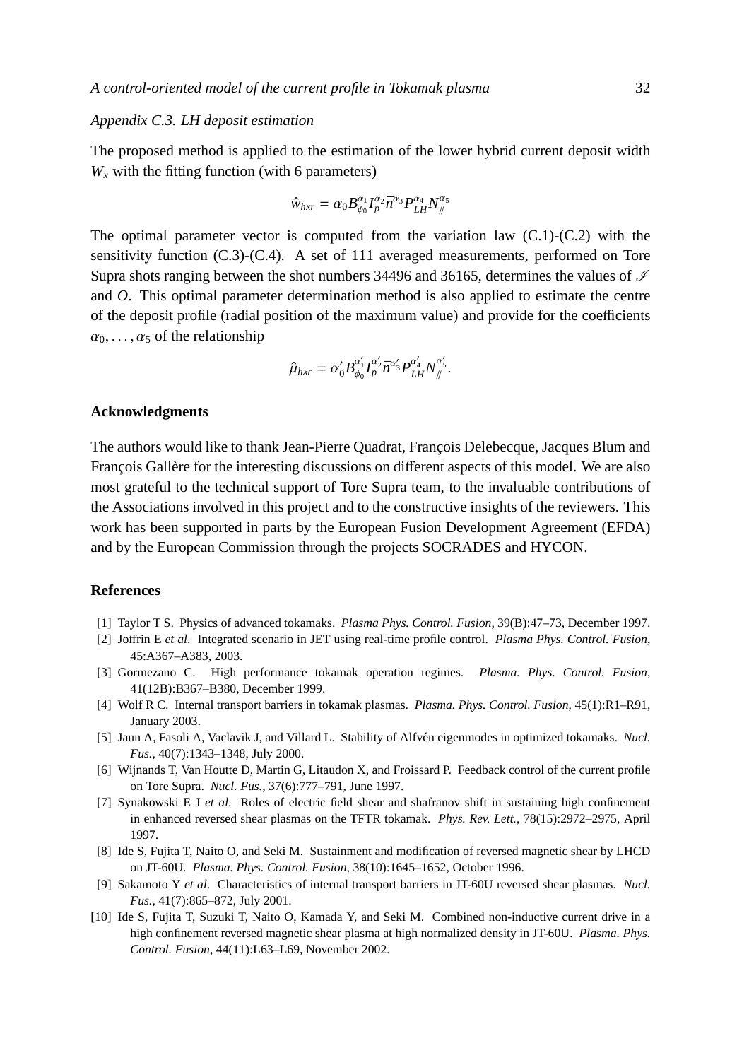### Appendix C.3. LH deposit estimation

The proposed method is applied to the estimation of the lower hybrid current deposit width $W_x$ with the fitting function (with 6 parameters)

$$\hat{w}_{hxr} = \alpha_0 B_{\phi_0}^{\alpha_1} I_p^{\alpha_2} \overline{n}^{\alpha_3} P_{LH}^{\alpha_4} N_{/\!/}^{\alpha_5}$$

The optimal parameter vector is computed from the variation law (C.1)-(C.2) with the sensitivity function (C.3)-(C.4). A set of 111 averaged measurements, performed on Tore Supra shots ranging between the shot numbers 34496 and 36165, determines the values of $\mathscr{I}$ and $O$. This optimal parameter determination method is also applied to estimate the centre of the deposit profile (radial position of the maximum value) and provide for the coefficients $\alpha_0, \ldots, \alpha_5$ of the relationship

$$\hat{\mu}_{hxr} = \alpha'_0 B_{\phi_0}^{\alpha'_1} I_p^{\alpha'_2} \overline{n}^{\alpha'_3} P_{LH}^{\alpha'_4} N_{/\!/}^{\alpha'_5}.$$

## Acknowledgments

The authors would like to thank Jean-Pierre Quadrat, François Delebecque, Jacques Blum and François Gallère for the interesting discussions on different aspects of this model. We are also most grateful to the technical support of Tore Supra team, to the invaluable contributions of the Associations involved in this project and to the constructive insights of the reviewers. This work has been supported in parts by the European Fusion Development Agreement (EFDA) and by the European Commission through the projects SOCRADES and HYCON.

## References

[1] Taylor T S. Physics of advanced tokamaks. *Plasma Phys. Control. Fusion*, 39(B):47–73, December 1997.

[2] Joffrin E *et al*. Integrated scenario in JET using real-time profile control. *Plasma Phys. Control. Fusion*, 45:A367–A383, 2003.

[3] Gormezano C. High performance tokamak operation regimes. *Plasma. Phys. Control. Fusion*, 41(12B):B367–B380, December 1999.

[4] Wolf R C. Internal transport barriers in tokamak plasmas. *Plasma. Phys. Control. Fusion*, 45(1):R1–R91, January 2003.

[5] Jaun A, Fasoli A, Vaclavik J, and Villard L. Stability of Alfvén eigenmodes in optimized tokamaks. *Nucl. Fus.*, 40(7):1343–1348, July 2000.

[6] Wijnands T, Van Houtte D, Martin G, Litaudon X, and Froissard P. Feedback control of the current profile on Tore Supra. *Nucl. Fus.*, 37(6):777–791, June 1997.

[7] Synakowski E J *et al*. Roles of electric field shear and shafranov shift in sustaining high confinement in enhanced reversed shear plasmas on the TFTR tokamak. *Phys. Rev. Lett.*, 78(15):2972–2975, April 1997.

[8] Ide S, Fujita T, Naito O, and Seki M. Sustainment and modification of reversed magnetic shear by LHCD on JT-60U. *Plasma. Phys. Control. Fusion*, 38(10):1645–1652, October 1996.

[9] Sakamoto Y *et al*. Characteristics of internal transport barriers in JT-60U reversed shear plasmas. *Nucl. Fus.*, 41(7):865–872, July 2001.

[10] Ide S, Fujita T, Suzuki T, Naito O, Kamada Y, and Seki M. Combined non-inductive current drive in a high confinement reversed magnetic shear plasma at high normalized density in JT-60U. *Plasma. Phys. Control. Fusion*, 44(11):L63–L69, November 2002.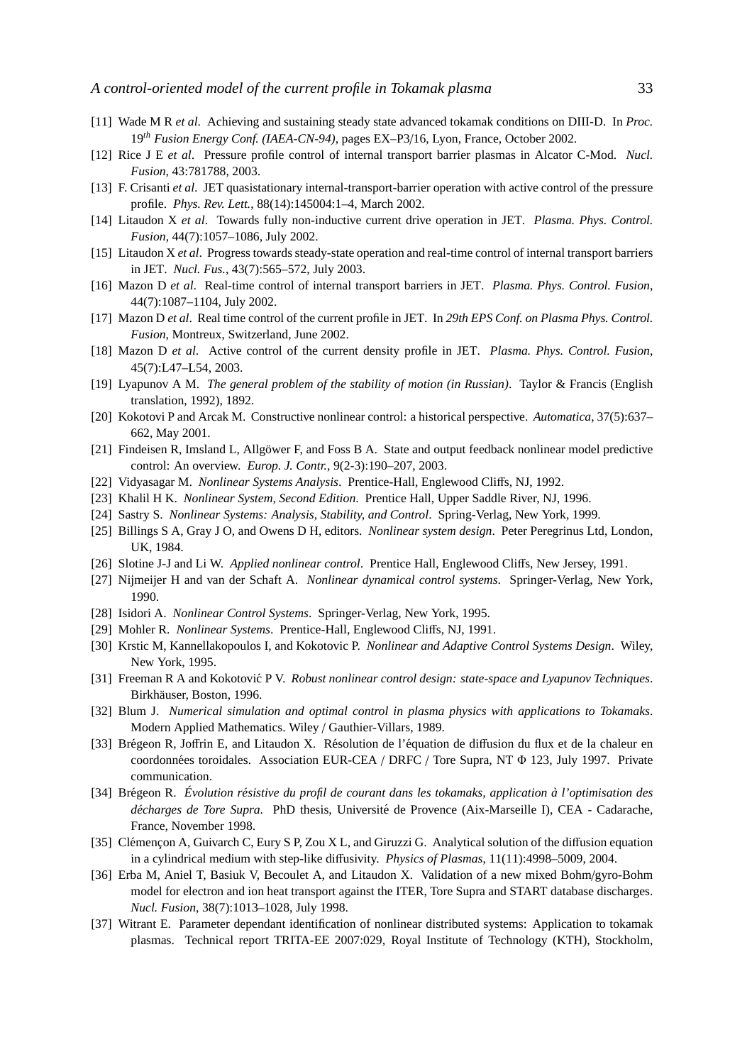[11] Wade M R *et al*. Achieving and sustaining steady state advanced tokamak conditions on DIII-D. In *Proc. 19$^{th}$ Fusion Energy Conf. (IAEA-CN-94)*, pages EX–P3/16, Lyon, France, October 2002.

[12] Rice J E *et al*. Pressure profile control of internal transport barrier plasmas in Alcator C-Mod. *Nucl. Fusion*, 43:781788, 2003.

[13] F. Crisanti *et al*. JET quasistationary internal-transport-barrier operation with active control of the pressure profile. *Phys. Rev. Lett.*, 88(14):145004:1–4, March 2002.

[14] Litaudon X *et al*. Towards fully non-inductive current drive operation in JET. *Plasma. Phys. Control. Fusion*, 44(7):1057–1086, July 2002.

[15] Litaudon X *et al*. Progress towards steady-state operation and real-time control of internal transport barriers in JET. *Nucl. Fus.*, 43(7):565–572, July 2003.

[16] Mazon D *et al*. Real-time control of internal transport barriers in JET. *Plasma. Phys. Control. Fusion*, 44(7):1087–1104, July 2002.

[17] Mazon D *et al*. Real time control of the current profile in JET. In *29th EPS Conf. on Plasma Phys. Control. Fusion*, Montreux, Switzerland, June 2002.

[18] Mazon D *et al*. Active control of the current density profile in JET. *Plasma. Phys. Control. Fusion*, 45(7):L47–L54, 2003.

[19] Lyapunov A M. *The general problem of the stability of motion (in Russian)*. Taylor & Francis (English translation, 1992), 1892.

[20] Kokotovi P and Arcak M. Constructive nonlinear control: a historical perspective. *Automatica*, 37(5):637–662, May 2001.

[21] Findeisen R, Imsland L, Allgöwer F, and Foss B A. State and output feedback nonlinear model predictive control: An overview. *Europ. J. Contr.*, 9(2-3):190–207, 2003.

[22] Vidyasagar M. *Nonlinear Systems Analysis*. Prentice-Hall, Englewood Cliffs, NJ, 1992.

[23] Khalil H K. *Nonlinear System, Second Edition*. Prentice Hall, Upper Saddle River, NJ, 1996.

[24] Sastry S. *Nonlinear Systems: Analysis, Stability, and Control*. Spring-Verlag, New York, 1999.

[25] Billings S A, Gray J O, and Owens D H, editors. *Nonlinear system design*. Peter Peregrinus Ltd, London, UK, 1984.

[26] Slotine J-J and Li W. *Applied nonlinear control*. Prentice Hall, Englewood Cliffs, New Jersey, 1991.

[27] Nijmeijer H and van der Schaft A. *Nonlinear dynamical control systems*. Springer-Verlag, New York, 1990.

[28] Isidori A. *Nonlinear Control Systems*. Springer-Verlag, New York, 1995.

[29] Mohler R. *Nonlinear Systems*. Prentice-Hall, Englewood Cliffs, NJ, 1991.

[30] Krstic M, Kannellakopoulos I, and Kokotovic P. *Nonlinear and Adaptive Control Systems Design*. Wiley, New York, 1995.

[31] Freeman R A and Kokotović P V. *Robust nonlinear control design: state-space and Lyapunov Techniques*. Birkhäuser, Boston, 1996.

[32] Blum J. *Numerical simulation and optimal control in plasma physics with applications to Tokamaks*. Modern Applied Mathematics. Wiley / Gauthier-Villars, 1989.

[33] Brégeon R, Joffrin E, and Litaudon X. Résolution de l'équation de diffusion du flux et de la chaleur en coordonnées toroidales. Association EUR-CEA / DRFC / Tore Supra, NT Φ 123, July 1997. Private communication.

[34] Brégeon R. *Évolution résistive du profil de courant dans les tokamaks, application à l'optimisation des décharges de Tore Supra*. PhD thesis, Université de Provence (Aix-Marseille I), CEA - Cadarache, France, November 1998.

[35] Clémençon A, Guivarch C, Eury S P, Zou X L, and Giruzzi G. Analytical solution of the diffusion equation in a cylindrical medium with step-like diffusivity. *Physics of Plasmas*, 11(11):4998–5009, 2004.

[36] Erba M, Aniel T, Basiuk V, Becoulet A, and Litaudon X. Validation of a new mixed Bohm/gyro-Bohm model for electron and ion heat transport against the ITER, Tore Supra and START database discharges. *Nucl. Fusion*, 38(7):1013–1028, July 1998.

[37] Witrant E. Parameter dependant identification of nonlinear distributed systems: Application to tokamak plasmas. Technical report TRITA-EE 2007:029, Royal Institute of Technology (KTH), Stockholm,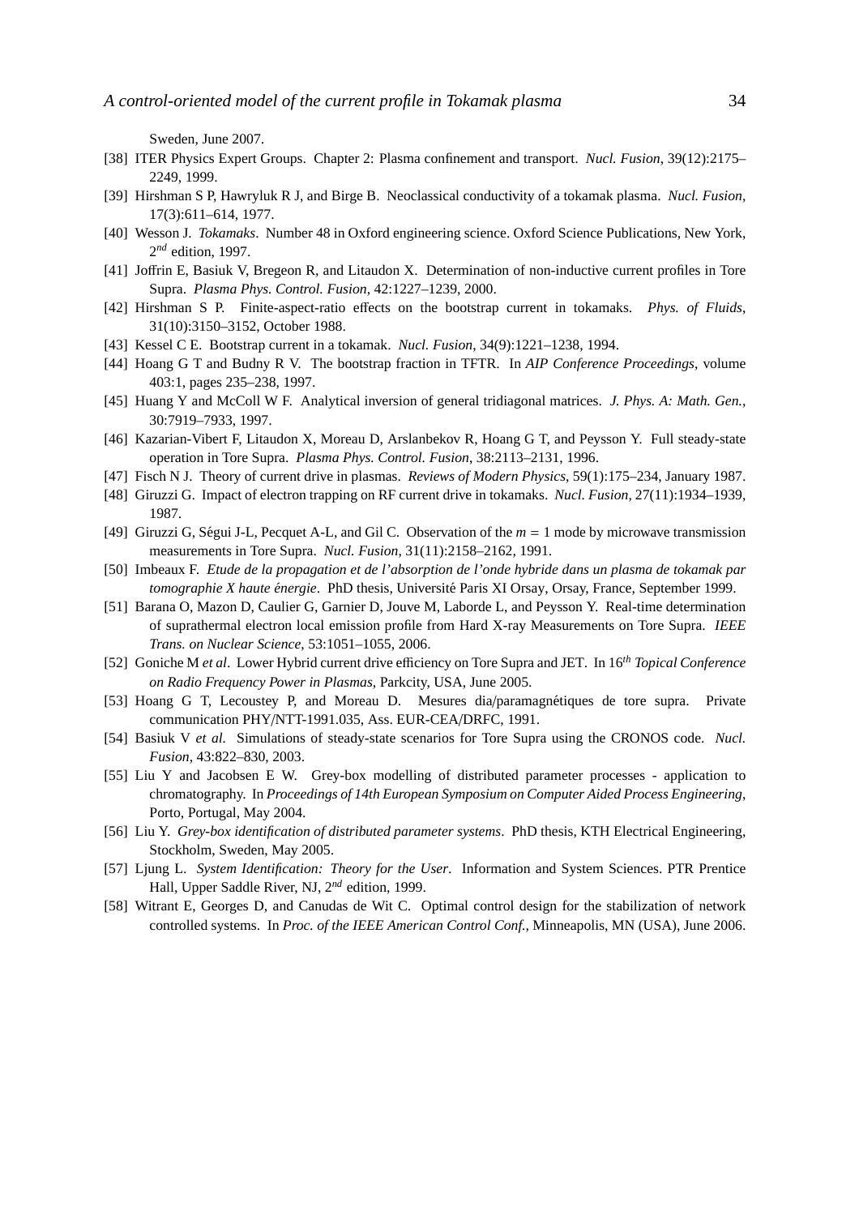Sweden, June 2007.

[38] ITER Physics Expert Groups. Chapter 2: Plasma confinement and transport. *Nucl. Fusion*, 39(12):2175–2249, 1999.

[39] Hirshman S P, Hawryluk R J, and Birge B. Neoclassical conductivity of a tokamak plasma. *Nucl. Fusion*, 17(3):611–614, 1977.

[40] Wesson J. *Tokamaks*. Number 48 in Oxford engineering science. Oxford Science Publications, New York, $2^{nd}$ edition, 1997.

[41] Joffrin E, Basiuk V, Bregeon R, and Litaudon X. Determination of non-inductive current profiles in Tore Supra. *Plasma Phys. Control. Fusion*, 42:1227–1239, 2000.

[42] Hirshman S P. Finite-aspect-ratio effects on the bootstrap current in tokamaks. *Phys. of Fluids*, 31(10):3150–3152, October 1988.

[43] Kessel C E. Bootstrap current in a tokamak. *Nucl. Fusion*, 34(9):1221–1238, 1994.

[44] Hoang G T and Budny R V. The bootstrap fraction in TFTR. In *AIP Conference Proceedings*, volume 403:1, pages 235–238, 1997.

[45] Huang Y and McColl W F. Analytical inversion of general tridiagonal matrices. *J. Phys. A: Math. Gen.*, 30:7919–7933, 1997.

[46] Kazarian-Vibert F, Litaudon X, Moreau D, Arslanbekov R, Hoang G T, and Peysson Y. Full steady-state operation in Tore Supra. *Plasma Phys. Control. Fusion*, 38:2113–2131, 1996.

[47] Fisch N J. Theory of current drive in plasmas. *Reviews of Modern Physics*, 59(1):175–234, January 1987.

[48] Giruzzi G. Impact of electron trapping on RF current drive in tokamaks. *Nucl. Fusion*, 27(11):1934–1939, 1987.

[49] Giruzzi G, Ségui J-L, Pecquet A-L, and Gil C. Observation of the $m = 1$ mode by microwave transmission measurements in Tore Supra. *Nucl. Fusion*, 31(11):2158–2162, 1991.

[50] Imbeaux F. *Etude de la propagation et de l'absorption de l'onde hybride dans un plasma de tokamak par tomographie X haute énergie*. PhD thesis, Université Paris XI Orsay, Orsay, France, September 1999.

[51] Barana O, Mazon D, Caulier G, Garnier D, Jouve M, Laborde L, and Peysson Y. Real-time determination of suprathermal electron local emission profile from Hard X-ray Measurements on Tore Supra. *IEEE Trans. on Nuclear Science*, 53:1051–1055, 2006.

[52] Goniche M *et al*. Lower Hybrid current drive efficiency on Tore Supra and JET. In $16^{th}$ *Topical Conference on Radio Frequency Power in Plasmas*, Parkcity, USA, June 2005.

[53] Hoang G T, Lecoustey P, and Moreau D. Mesures dia/paramagnétiques de tore supra. Private communication PHY/NTT-1991.035, Ass. EUR-CEA/DRFC, 1991.

[54] Basiuk V *et al.* Simulations of steady-state scenarios for Tore Supra using the CRONOS code. *Nucl. Fusion*, 43:822–830, 2003.

[55] Liu Y and Jacobsen E W. Grey-box modelling of distributed parameter processes - application to chromatography. In *Proceedings of 14th European Symposium on Computer Aided Process Engineering*, Porto, Portugal, May 2004.

[56] Liu Y. *Grey-box identification of distributed parameter systems*. PhD thesis, KTH Electrical Engineering, Stockholm, Sweden, May 2005.

[57] Ljung L. *System Identification: Theory for the User*. Information and System Sciences. PTR Prentice Hall, Upper Saddle River, NJ, $2^{nd}$ edition, 1999.

[58] Witrant E, Georges D, and Canudas de Wit C. Optimal control design for the stabilization of network controlled systems. In *Proc. of the IEEE American Control Conf.*, Minneapolis, MN (USA), June 2006.